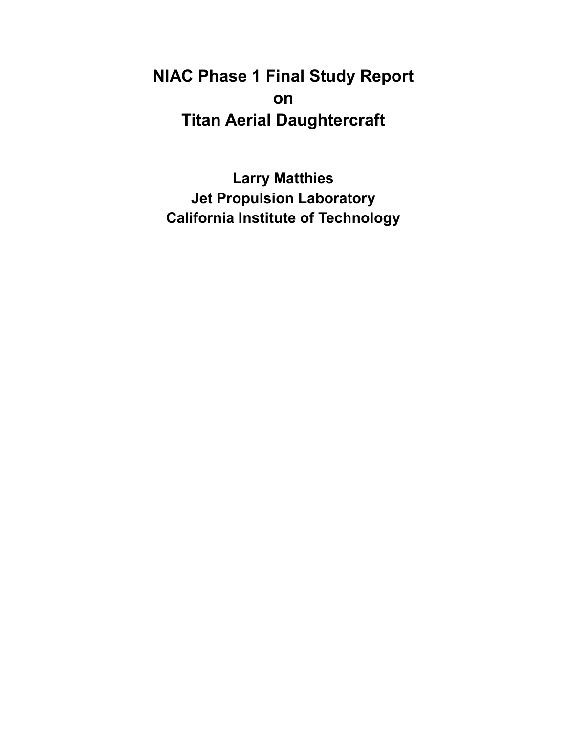# NIAC Phase 1 Final Study Report on Titan Aerial Daughtercraft

**Larry Matthies**
**Jet Propulsion Laboratory**
**California Institute of Technology**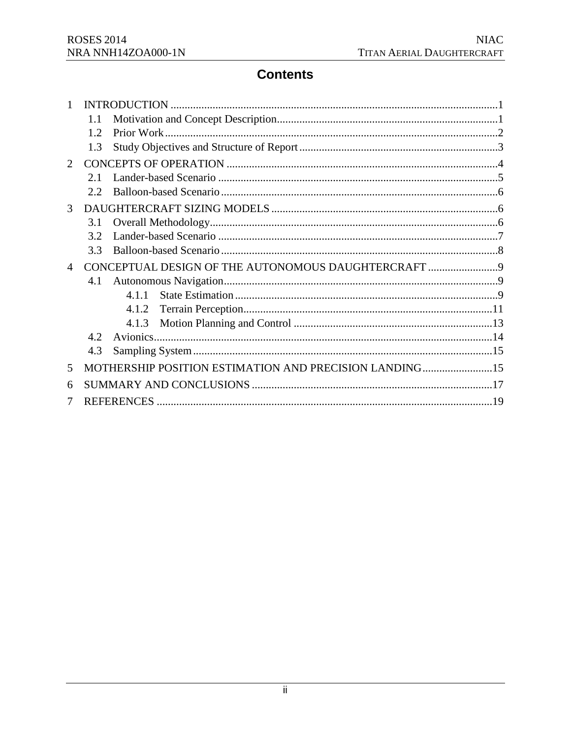# Contents

1 INTRODUCTION ....................................................................................................................1
 1.1 Motivation and Concept Description..............................................................................1
 1.2 Prior Work.......................................................................................................................2
 1.3 Study Objectives and Structure of Report.......................................................................3
2 CONCEPTS OF OPERATION ................................................................................................4
 2.1 Lander-based Scenario ...................................................................................................5
 2.2 Balloon-based Scenario..................................................................................................6
3 DAUGHTERCRAFT SIZING MODELS ................................................................................6
 3.1 Overall Methodology......................................................................................................6
 3.2 Lander-based Scenario ...................................................................................................7
 3.3 Balloon-based Scenario..................................................................................................8
4 CONCEPTUAL DESIGN OF THE AUTONOMOUS DAUGHTERCRAFT .........................9
 4.1 Autonomous Navigation.................................................................................................9
  4.1.1 State Estimation.............................................................................................9
  4.1.2 Terrain Perception........................................................................................11
  4.1.3 Motion Planning and Control ......................................................................13
 4.2 Avionics........................................................................................................................14
 4.3 Sampling System..........................................................................................................15
5 MOTHERSHIP POSITION ESTIMATION AND PRECISION LANDING.........................15
6 SUMMARY AND CONCLUSIONS .....................................................................................17
7 REFERENCES .......................................................................................................................19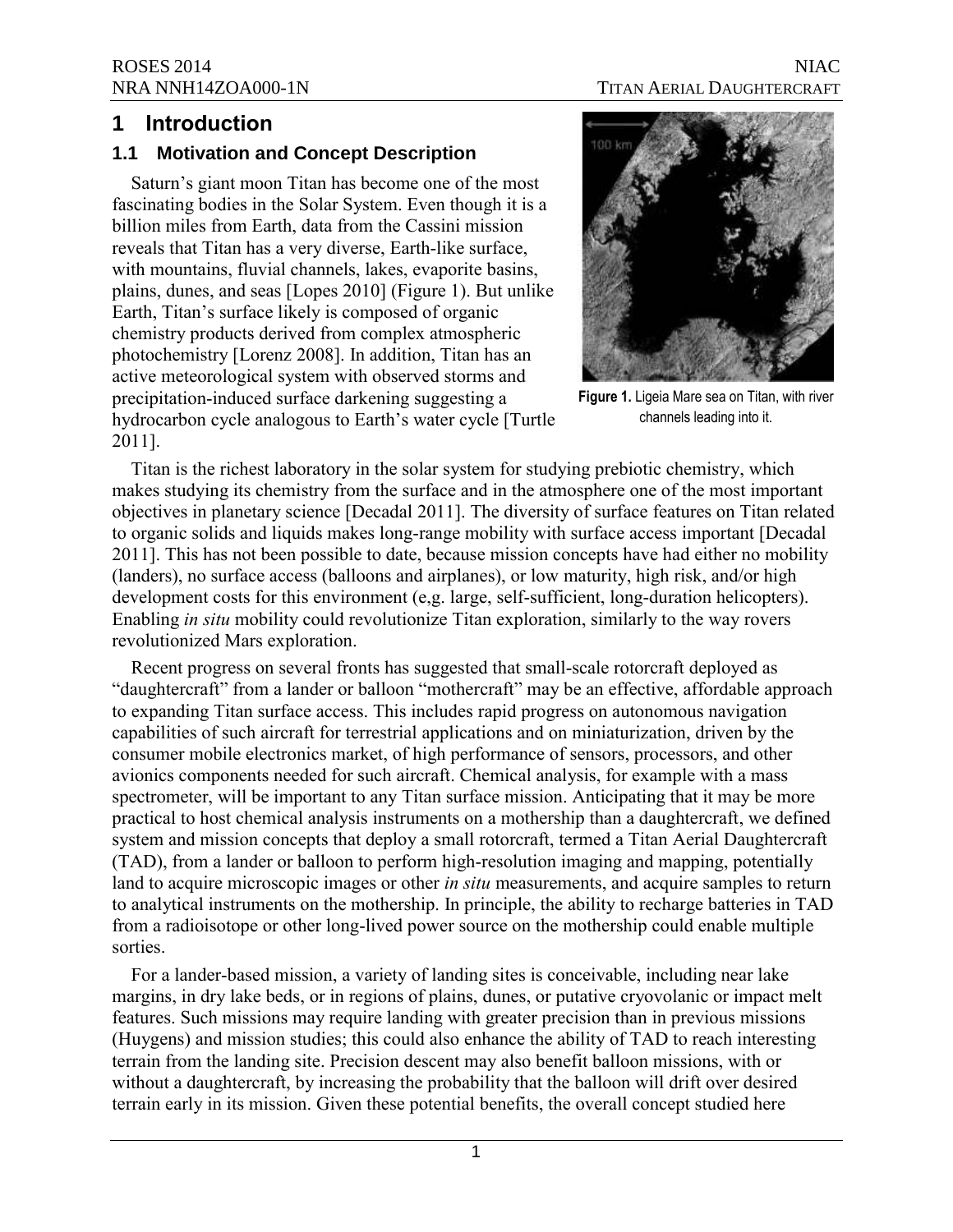# 1 Introduction

## 1.1 Motivation and Concept Description

Saturn's giant moon Titan has become one of the most fascinating bodies in the Solar System. Even though it is a billion miles from Earth, data from the Cassini mission reveals that Titan has a very diverse, Earth-like surface, with mountains, fluvial channels, lakes, evaporite basins, plains, dunes, and seas [Lopes 2010] (Figure 1). But unlike Earth, Titan's surface likely is composed of organic chemistry products derived from complex atmospheric photochemistry [Lorenz 2008]. In addition, Titan has an active meteorological system with observed storms and precipitation-induced surface darkening suggesting a hydrocarbon cycle analogous to Earth's water cycle [Turtle 2011].

**Figure 1.** Ligeia Mare sea on Titan, with river channels leading into it.

Titan is the richest laboratory in the solar system for studying prebiotic chemistry, which makes studying its chemistry from the surface and in the atmosphere one of the most important objectives in planetary science [Decadal 2011]. The diversity of surface features on Titan related to organic solids and liquids makes long-range mobility with surface access important [Decadal 2011]. This has not been possible to date, because mission concepts have had either no mobility (landers), no surface access (balloons and airplanes), or low maturity, high risk, and/or high development costs for this environment (e,g. large, self-sufficient, long-duration helicopters). Enabling *in situ* mobility could revolutionize Titan exploration, similarly to the way rovers revolutionized Mars exploration.

Recent progress on several fronts has suggested that small-scale rotorcraft deployed as "daughtercraft" from a lander or balloon "mothercraft" may be an effective, affordable approach to expanding Titan surface access. This includes rapid progress on autonomous navigation capabilities of such aircraft for terrestrial applications and on miniaturization, driven by the consumer mobile electronics market, of high performance of sensors, processors, and other avionics components needed for such aircraft. Chemical analysis, for example with a mass spectrometer, will be important to any Titan surface mission. Anticipating that it may be more practical to host chemical analysis instruments on a mothership than a daughtercraft, we defined system and mission concepts that deploy a small rotorcraft, termed a Titan Aerial Daughtercraft (TAD), from a lander or balloon to perform high-resolution imaging and mapping, potentially land to acquire microscopic images or other *in situ* measurements, and acquire samples to return to analytical instruments on the mothership. In principle, the ability to recharge batteries in TAD from a radioisotope or other long-lived power source on the mothership could enable multiple sorties.

For a lander-based mission, a variety of landing sites is conceivable, including near lake margins, in dry lake beds, or in regions of plains, dunes, or putative cryovolanic or impact melt features. Such missions may require landing with greater precision than in previous missions (Huygens) and mission studies; this could also enhance the ability of TAD to reach interesting terrain from the landing site. Precision descent may also benefit balloon missions, with or without a daughtercraft, by increasing the probability that the balloon will drift over desired terrain early in its mission. Given these potential benefits, the overall concept studied here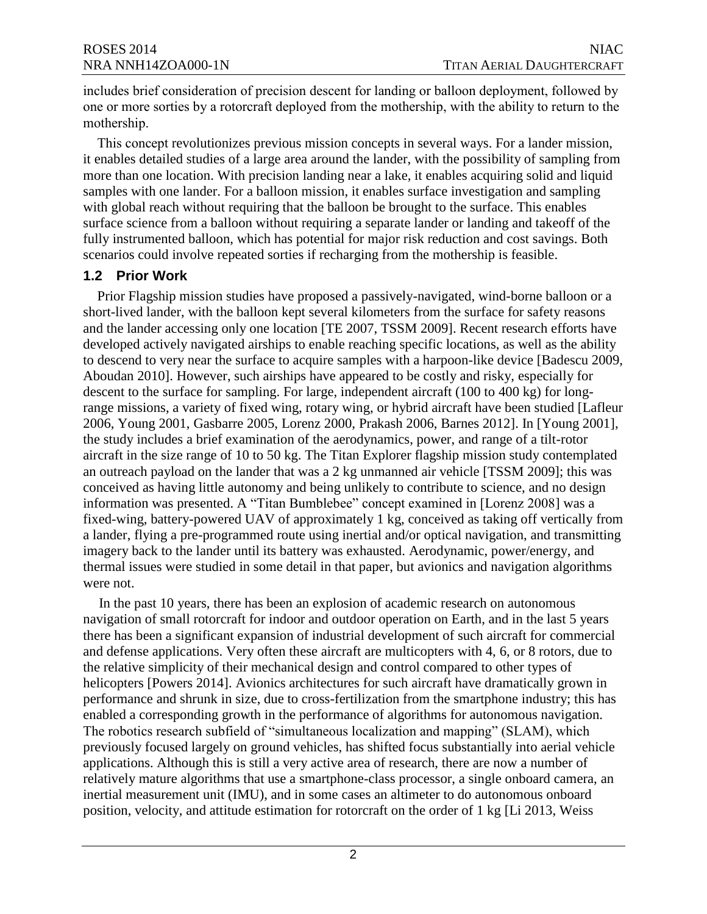includes brief consideration of precision descent for landing or balloon deployment, followed by one or more sorties by a rotorcraft deployed from the mothership, with the ability to return to the mothership.

This concept revolutionizes previous mission concepts in several ways. For a lander mission, it enables detailed studies of a large area around the lander, with the possibility of sampling from more than one location. With precision landing near a lake, it enables acquiring solid and liquid samples with one lander. For a balloon mission, it enables surface investigation and sampling with global reach without requiring that the balloon be brought to the surface. This enables surface science from a balloon without requiring a separate lander or landing and takeoff of the fully instrumented balloon, which has potential for major risk reduction and cost savings. Both scenarios could involve repeated sorties if recharging from the mothership is feasible.

## 1.2 Prior Work

Prior Flagship mission studies have proposed a passively-navigated, wind-borne balloon or a short-lived lander, with the balloon kept several kilometers from the surface for safety reasons and the lander accessing only one location [TE 2007, TSSM 2009]. Recent research efforts have developed actively navigated airships to enable reaching specific locations, as well as the ability to descend to very near the surface to acquire samples with a harpoon-like device [Badescu 2009, Aboudan 2010]. However, such airships have appeared to be costly and risky, especially for descent to the surface for sampling. For large, independent aircraft (100 to 400 kg) for long-range missions, a variety of fixed wing, rotary wing, or hybrid aircraft have been studied [Lafleur 2006, Young 2001, Gasbarre 2005, Lorenz 2000, Prakash 2006, Barnes 2012]. In [Young 2001], the study includes a brief examination of the aerodynamics, power, and range of a tilt-rotor aircraft in the size range of 10 to 50 kg. The Titan Explorer flagship mission study contemplated an outreach payload on the lander that was a 2 kg unmanned air vehicle [TSSM 2009]; this was conceived as having little autonomy and being unlikely to contribute to science, and no design information was presented. A "Titan Bumblebee" concept examined in [Lorenz 2008] was a fixed-wing, battery-powered UAV of approximately 1 kg, conceived as taking off vertically from a lander, flying a pre-programmed route using inertial and/or optical navigation, and transmitting imagery back to the lander until its battery was exhausted. Aerodynamic, power/energy, and thermal issues were studied in some detail in that paper, but avionics and navigation algorithms were not.

In the past 10 years, there has been an explosion of academic research on autonomous navigation of small rotorcraft for indoor and outdoor operation on Earth, and in the last 5 years there has been a significant expansion of industrial development of such aircraft for commercial and defense applications. Very often these aircraft are multicopters with 4, 6, or 8 rotors, due to the relative simplicity of their mechanical design and control compared to other types of helicopters [Powers 2014]. Avionics architectures for such aircraft have dramatically grown in performance and shrunk in size, due to cross-fertilization from the smartphone industry; this has enabled a corresponding growth in the performance of algorithms for autonomous navigation. The robotics research subfield of "simultaneous localization and mapping" (SLAM), which previously focused largely on ground vehicles, has shifted focus substantially into aerial vehicle applications. Although this is still a very active area of research, there are now a number of relatively mature algorithms that use a smartphone-class processor, a single onboard camera, an inertial measurement unit (IMU), and in some cases an altimeter to do autonomous onboard position, velocity, and attitude estimation for rotorcraft on the order of 1 kg [Li 2013, Weiss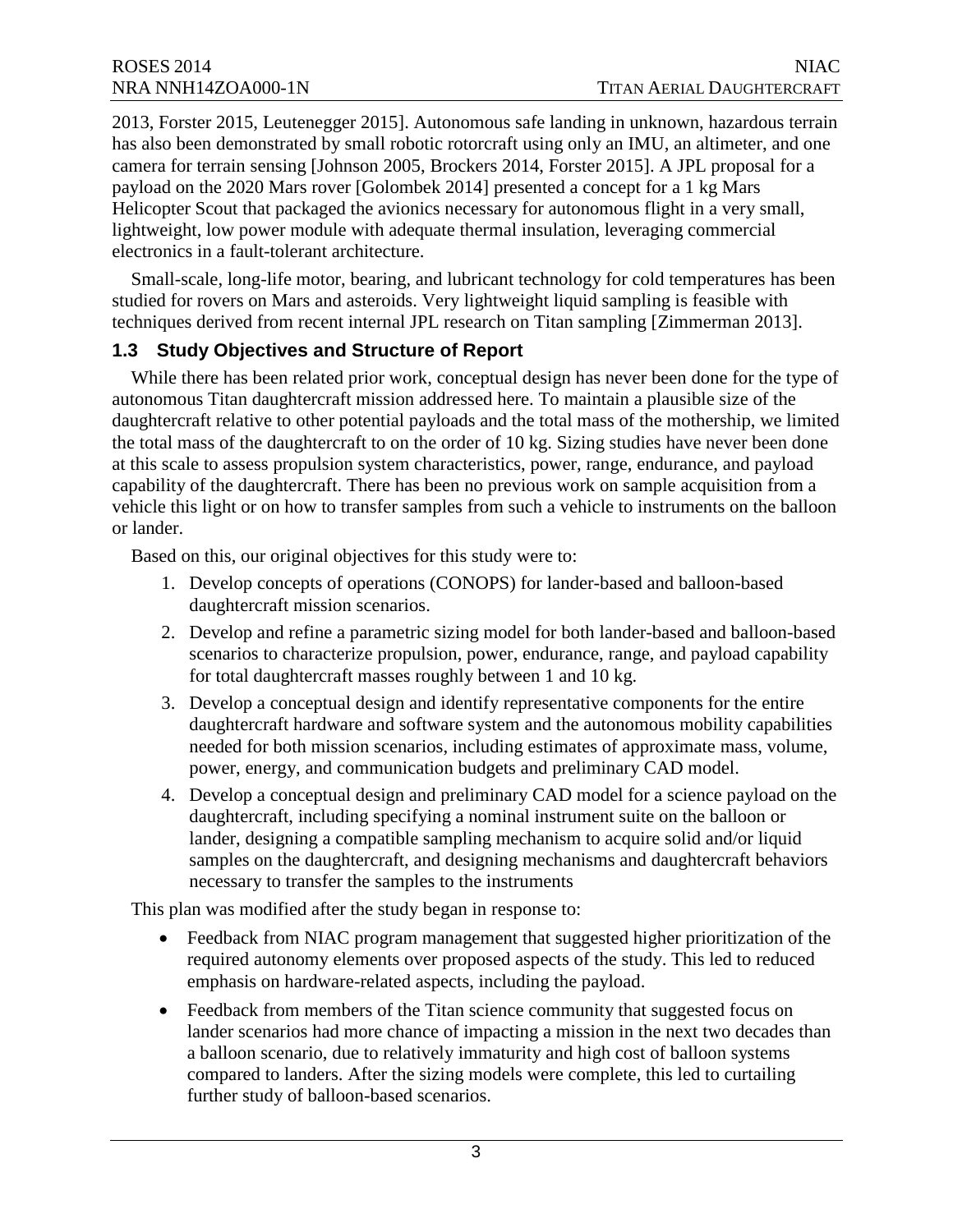2013, Forster 2015, Leutenegger 2015]. Autonomous safe landing in unknown, hazardous terrain has also been demonstrated by small robotic rotorcraft using only an IMU, an altimeter, and one camera for terrain sensing [Johnson 2005, Brockers 2014, Forster 2015]. A JPL proposal for a payload on the 2020 Mars rover [Golombek 2014] presented a concept for a 1 kg Mars Helicopter Scout that packaged the avionics necessary for autonomous flight in a very small, lightweight, low power module with adequate thermal insulation, leveraging commercial electronics in a fault-tolerant architecture.

Small-scale, long-life motor, bearing, and lubricant technology for cold temperatures has been studied for rovers on Mars and asteroids. Very lightweight liquid sampling is feasible with techniques derived from recent internal JPL research on Titan sampling [Zimmerman 2013].

### 1.3 Study Objectives and Structure of Report

While there has been related prior work, conceptual design has never been done for the type of autonomous Titan daughtercraft mission addressed here. To maintain a plausible size of the daughtercraft relative to other potential payloads and the total mass of the mothership, we limited the total mass of the daughtercraft to on the order of 10 kg. Sizing studies have never been done at this scale to assess propulsion system characteristics, power, range, endurance, and payload capability of the daughtercraft. There has been no previous work on sample acquisition from a vehicle this light or on how to transfer samples from such a vehicle to instruments on the balloon or lander.

Based on this, our original objectives for this study were to:

1. Develop concepts of operations (CONOPS) for lander-based and balloon-based daughtercraft mission scenarios.
2. Develop and refine a parametric sizing model for both lander-based and balloon-based scenarios to characterize propulsion, power, endurance, range, and payload capability for total daughtercraft masses roughly between 1 and 10 kg.
3. Develop a conceptual design and identify representative components for the entire daughtercraft hardware and software system and the autonomous mobility capabilities needed for both mission scenarios, including estimates of approximate mass, volume, power, energy, and communication budgets and preliminary CAD model.
4. Develop a conceptual design and preliminary CAD model for a science payload on the daughtercraft, including specifying a nominal instrument suite on the balloon or lander, designing a compatible sampling mechanism to acquire solid and/or liquid samples on the daughtercraft, and designing mechanisms and daughtercraft behaviors necessary to transfer the samples to the instruments

This plan was modified after the study began in response to:

- Feedback from NIAC program management that suggested higher prioritization of the required autonomy elements over proposed aspects of the study. This led to reduced emphasis on hardware-related aspects, including the payload.
- Feedback from members of the Titan science community that suggested focus on lander scenarios had more chance of impacting a mission in the next two decades than a balloon scenario, due to relatively immaturity and high cost of balloon systems compared to landers. After the sizing models were complete, this led to curtailing further study of balloon-based scenarios.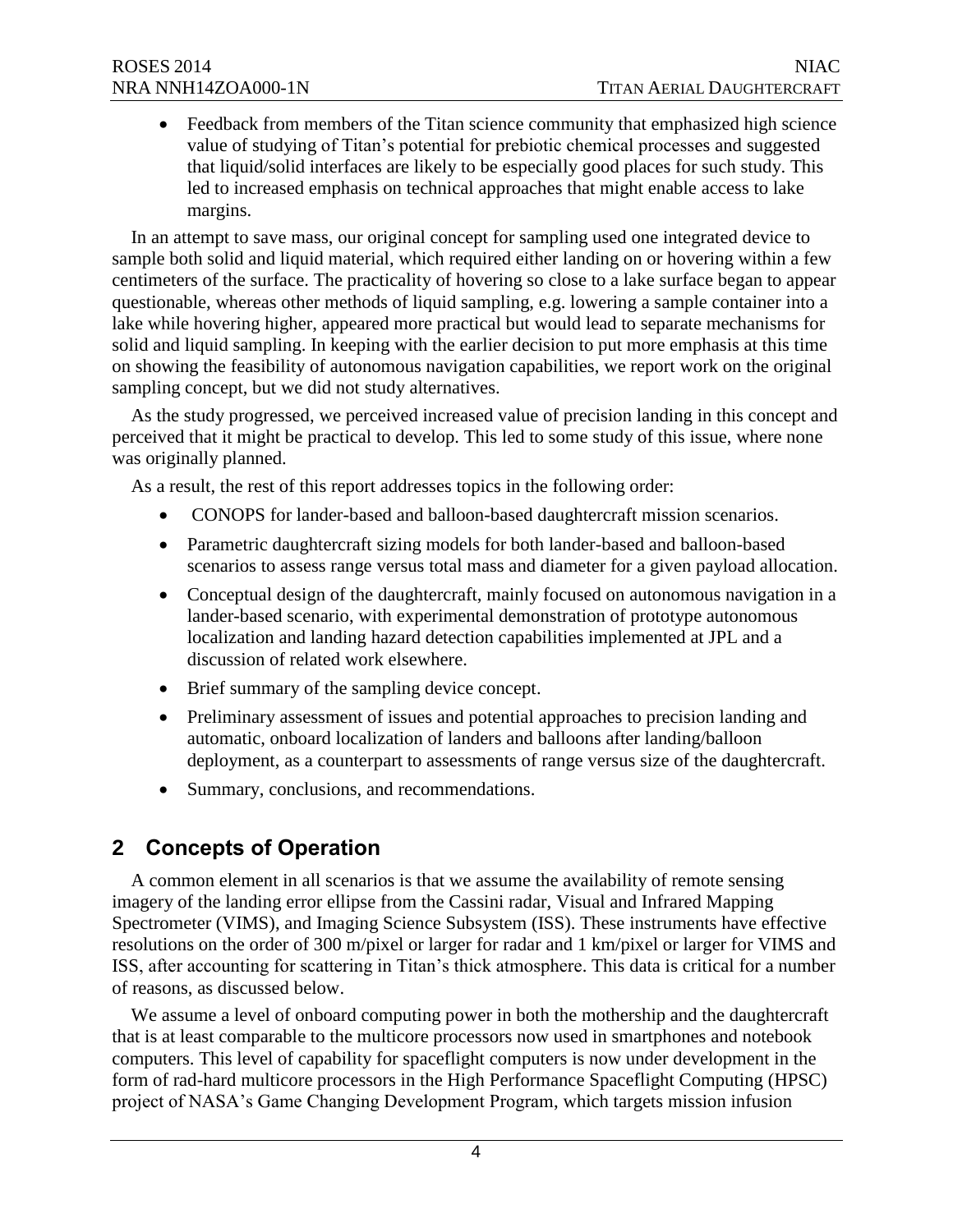- Feedback from members of the Titan science community that emphasized high science value of studying of Titan's potential for prebiotic chemical processes and suggested that liquid/solid interfaces are likely to be especially good places for such study. This led to increased emphasis on technical approaches that might enable access to lake margins.

In an attempt to save mass, our original concept for sampling used one integrated device to sample both solid and liquid material, which required either landing on or hovering within a few centimeters of the surface. The practicality of hovering so close to a lake surface began to appear questionable, whereas other methods of liquid sampling, e.g. lowering a sample container into a lake while hovering higher, appeared more practical but would lead to separate mechanisms for solid and liquid sampling. In keeping with the earlier decision to put more emphasis at this time on showing the feasibility of autonomous navigation capabilities, we report work on the original sampling concept, but we did not study alternatives.

As the study progressed, we perceived increased value of precision landing in this concept and perceived that it might be practical to develop. This led to some study of this issue, where none was originally planned.

As a result, the rest of this report addresses topics in the following order:

- CONOPS for lander-based and balloon-based daughtercraft mission scenarios.
- Parametric daughtercraft sizing models for both lander-based and balloon-based scenarios to assess range versus total mass and diameter for a given payload allocation.
- Conceptual design of the daughtercraft, mainly focused on autonomous navigation in a lander-based scenario, with experimental demonstration of prototype autonomous localization and landing hazard detection capabilities implemented at JPL and a discussion of related work elsewhere.
- Brief summary of the sampling device concept.
- Preliminary assessment of issues and potential approaches to precision landing and automatic, onboard localization of landers and balloons after landing/balloon deployment, as a counterpart to assessments of range versus size of the daughtercraft.
- Summary, conclusions, and recommendations.

## 2 Concepts of Operation

A common element in all scenarios is that we assume the availability of remote sensing imagery of the landing error ellipse from the Cassini radar, Visual and Infrared Mapping Spectrometer (VIMS), and Imaging Science Subsystem (ISS). These instruments have effective resolutions on the order of 300 m/pixel or larger for radar and 1 km/pixel or larger for VIMS and ISS, after accounting for scattering in Titan's thick atmosphere. This data is critical for a number of reasons, as discussed below.

We assume a level of onboard computing power in both the mothership and the daughtercraft that is at least comparable to the multicore processors now used in smartphones and notebook computers. This level of capability for spaceflight computers is now under development in the form of rad-hard multicore processors in the High Performance Spaceflight Computing (HPSC) project of NASA's Game Changing Development Program, which targets mission infusion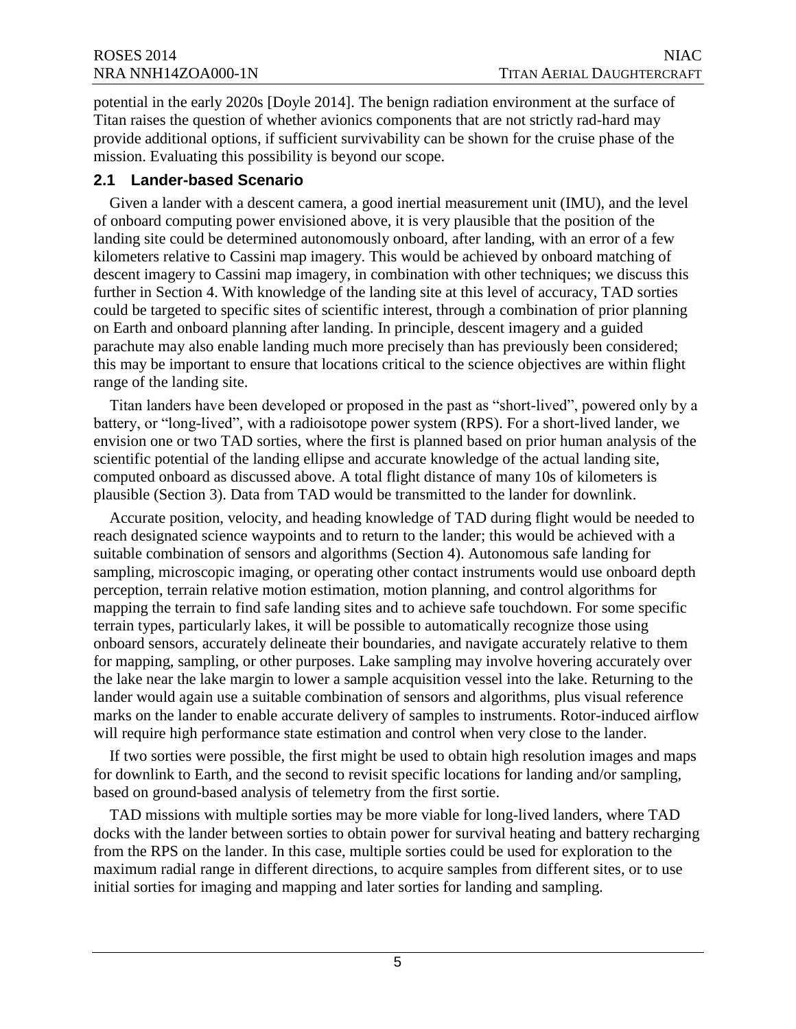potential in the early 2020s [Doyle 2014]. The benign radiation environment at the surface of Titan raises the question of whether avionics components that are not strictly rad-hard may provide additional options, if sufficient survivability can be shown for the cruise phase of the mission. Evaluating this possibility is beyond our scope.

## 2.1 Lander-based Scenario

Given a lander with a descent camera, a good inertial measurement unit (IMU), and the level of onboard computing power envisioned above, it is very plausible that the position of the landing site could be determined autonomously onboard, after landing, with an error of a few kilometers relative to Cassini map imagery. This would be achieved by onboard matching of descent imagery to Cassini map imagery, in combination with other techniques; we discuss this further in Section 4. With knowledge of the landing site at this level of accuracy, TAD sorties could be targeted to specific sites of scientific interest, through a combination of prior planning on Earth and onboard planning after landing. In principle, descent imagery and a guided parachute may also enable landing much more precisely than has previously been considered; this may be important to ensure that locations critical to the science objectives are within flight range of the landing site.

Titan landers have been developed or proposed in the past as "short-lived", powered only by a battery, or "long-lived", with a radioisotope power system (RPS). For a short-lived lander, we envision one or two TAD sorties, where the first is planned based on prior human analysis of the scientific potential of the landing ellipse and accurate knowledge of the actual landing site, computed onboard as discussed above. A total flight distance of many 10s of kilometers is plausible (Section 3). Data from TAD would be transmitted to the lander for downlink.

Accurate position, velocity, and heading knowledge of TAD during flight would be needed to reach designated science waypoints and to return to the lander; this would be achieved with a suitable combination of sensors and algorithms (Section 4). Autonomous safe landing for sampling, microscopic imaging, or operating other contact instruments would use onboard depth perception, terrain relative motion estimation, motion planning, and control algorithms for mapping the terrain to find safe landing sites and to achieve safe touchdown. For some specific terrain types, particularly lakes, it will be possible to automatically recognize those using onboard sensors, accurately delineate their boundaries, and navigate accurately relative to them for mapping, sampling, or other purposes. Lake sampling may involve hovering accurately over the lake near the lake margin to lower a sample acquisition vessel into the lake. Returning to the lander would again use a suitable combination of sensors and algorithms, plus visual reference marks on the lander to enable accurate delivery of samples to instruments. Rotor-induced airflow will require high performance state estimation and control when very close to the lander.

If two sorties were possible, the first might be used to obtain high resolution images and maps for downlink to Earth, and the second to revisit specific locations for landing and/or sampling, based on ground-based analysis of telemetry from the first sortie.

TAD missions with multiple sorties may be more viable for long-lived landers, where TAD docks with the lander between sorties to obtain power for survival heating and battery recharging from the RPS on the lander. In this case, multiple sorties could be used for exploration to the maximum radial range in different directions, to acquire samples from different sites, or to use initial sorties for imaging and mapping and later sorties for landing and sampling.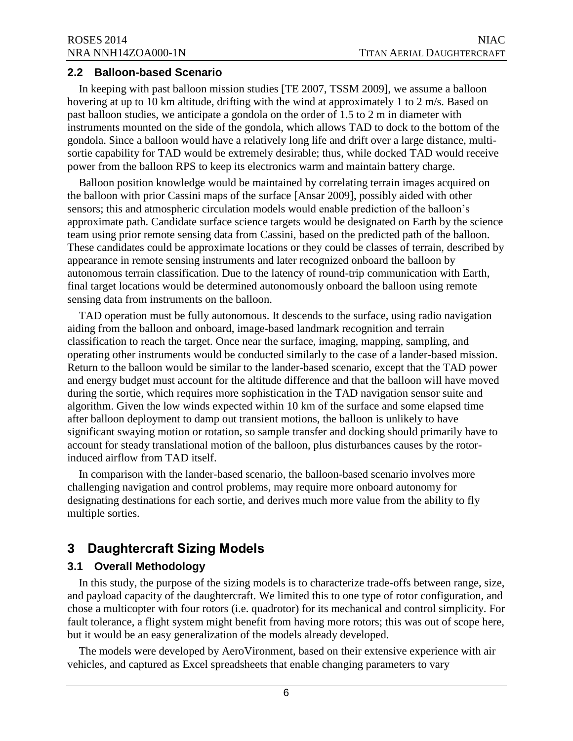### 2.2 Balloon-based Scenario

In keeping with past balloon mission studies [TE 2007, TSSM 2009], we assume a balloon hovering at up to 10 km altitude, drifting with the wind at approximately 1 to 2 m/s. Based on past balloon studies, we anticipate a gondola on the order of 1.5 to 2 m in diameter with instruments mounted on the side of the gondola, which allows TAD to dock to the bottom of the gondola. Since a balloon would have a relatively long life and drift over a large distance, multi-sortie capability for TAD would be extremely desirable; thus, while docked TAD would receive power from the balloon RPS to keep its electronics warm and maintain battery charge.

Balloon position knowledge would be maintained by correlating terrain images acquired on the balloon with prior Cassini maps of the surface [Ansar 2009], possibly aided with other sensors; this and atmospheric circulation models would enable prediction of the balloon's approximate path. Candidate surface science targets would be designated on Earth by the science team using prior remote sensing data from Cassini, based on the predicted path of the balloon. These candidates could be approximate locations or they could be classes of terrain, described by appearance in remote sensing instruments and later recognized onboard the balloon by autonomous terrain classification. Due to the latency of round-trip communication with Earth, final target locations would be determined autonomously onboard the balloon using remote sensing data from instruments on the balloon.

TAD operation must be fully autonomous. It descends to the surface, using radio navigation aiding from the balloon and onboard, image-based landmark recognition and terrain classification to reach the target. Once near the surface, imaging, mapping, sampling, and operating other instruments would be conducted similarly to the case of a lander-based mission. Return to the balloon would be similar to the lander-based scenario, except that the TAD power and energy budget must account for the altitude difference and that the balloon will have moved during the sortie, which requires more sophistication in the TAD navigation sensor suite and algorithm. Given the low winds expected within 10 km of the surface and some elapsed time after balloon deployment to damp out transient motions, the balloon is unlikely to have significant swaying motion or rotation, so sample transfer and docking should primarily have to account for steady translational motion of the balloon, plus disturbances causes by the rotor-induced airflow from TAD itself.

In comparison with the lander-based scenario, the balloon-based scenario involves more challenging navigation and control problems, may require more onboard autonomy for designating destinations for each sortie, and derives much more value from the ability to fly multiple sorties.

## 3 Daughtercraft Sizing Models

### 3.1 Overall Methodology

In this study, the purpose of the sizing models is to characterize trade-offs between range, size, and payload capacity of the daughtercraft. We limited this to one type of rotor configuration, and chose a multicopter with four rotors (i.e. quadrotor) for its mechanical and control simplicity. For fault tolerance, a flight system might benefit from having more rotors; this was out of scope here, but it would be an easy generalization of the models already developed.

The models were developed by AeroVironment, based on their extensive experience with air vehicles, and captured as Excel spreadsheets that enable changing parameters to vary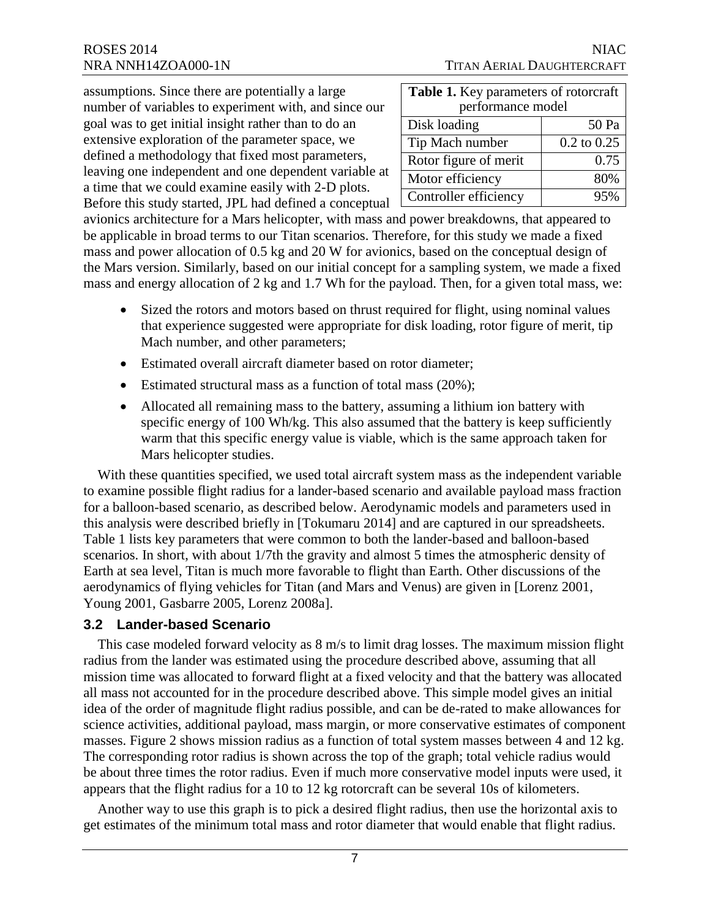assumptions. Since there are potentially a large number of variables to experiment with, and since our goal was to get initial insight rather than to do an extensive exploration of the parameter space, we defined a methodology that fixed most parameters, leaving one independent and one dependent variable at a time that we could examine easily with 2-D plots. Before this study started, JPL had defined a conceptual avionics architecture for a Mars helicopter, with mass and power breakdowns, that appeared to be applicable in broad terms to our Titan scenarios. Therefore, for this study we made a fixed mass and power allocation of 0.5 kg and 20 W for avionics, based on the conceptual design of the Mars version. Similarly, based on our initial concept for a sampling system, we made a fixed mass and energy allocation of 2 kg and 1.7 Wh for the payload. Then, for a given total mass, we:

**Table 1.** Key parameters of rotorcraft performance model

| Parameter | Value |
|---|---|
| Disk loading | 50 Pa |
| Tip Mach number | 0.2 to 0.25 |
| Rotor figure of merit | 0.75 |
| Motor efficiency | 80% |
| Controller efficiency | 95% |

- Sized the rotors and motors based on thrust required for flight, using nominal values that experience suggested were appropriate for disk loading, rotor figure of merit, tip Mach number, and other parameters;
- Estimated overall aircraft diameter based on rotor diameter;
- Estimated structural mass as a function of total mass (20%);
- Allocated all remaining mass to the battery, assuming a lithium ion battery with specific energy of 100 Wh/kg. This also assumed that the battery is keep sufficiently warm that this specific energy value is viable, which is the same approach taken for Mars helicopter studies.

With these quantities specified, we used total aircraft system mass as the independent variable to examine possible flight radius for a lander-based scenario and available payload mass fraction for a balloon-based scenario, as described below. Aerodynamic models and parameters used in this analysis were described briefly in [Tokumaru 2014] and are captured in our spreadsheets. Table 1 lists key parameters that were common to both the lander-based and balloon-based scenarios. In short, with about 1/7th the gravity and almost 5 times the atmospheric density of Earth at sea level, Titan is much more favorable to flight than Earth. Other discussions of the aerodynamics of flying vehicles for Titan (and Mars and Venus) are given in [Lorenz 2001, Young 2001, Gasbarre 2005, Lorenz 2008a].

### 3.2 Lander-based Scenario

This case modeled forward velocity as 8 m/s to limit drag losses. The maximum mission flight radius from the lander was estimated using the procedure described above, assuming that all mission time was allocated to forward flight at a fixed velocity and that the battery was allocated all mass not accounted for in the procedure described above. This simple model gives an initial idea of the order of magnitude flight radius possible, and can be de-rated to make allowances for science activities, additional payload, mass margin, or more conservative estimates of component masses. Figure 2 shows mission radius as a function of total system masses between 4 and 12 kg. The corresponding rotor radius is shown across the top of the graph; total vehicle radius would be about three times the rotor radius. Even if much more conservative model inputs were used, it appears that the flight radius for a 10 to 12 kg rotorcraft can be several 10s of kilometers.

Another way to use this graph is to pick a desired flight radius, then use the horizontal axis to get estimates of the minimum total mass and rotor diameter that would enable that flight radius.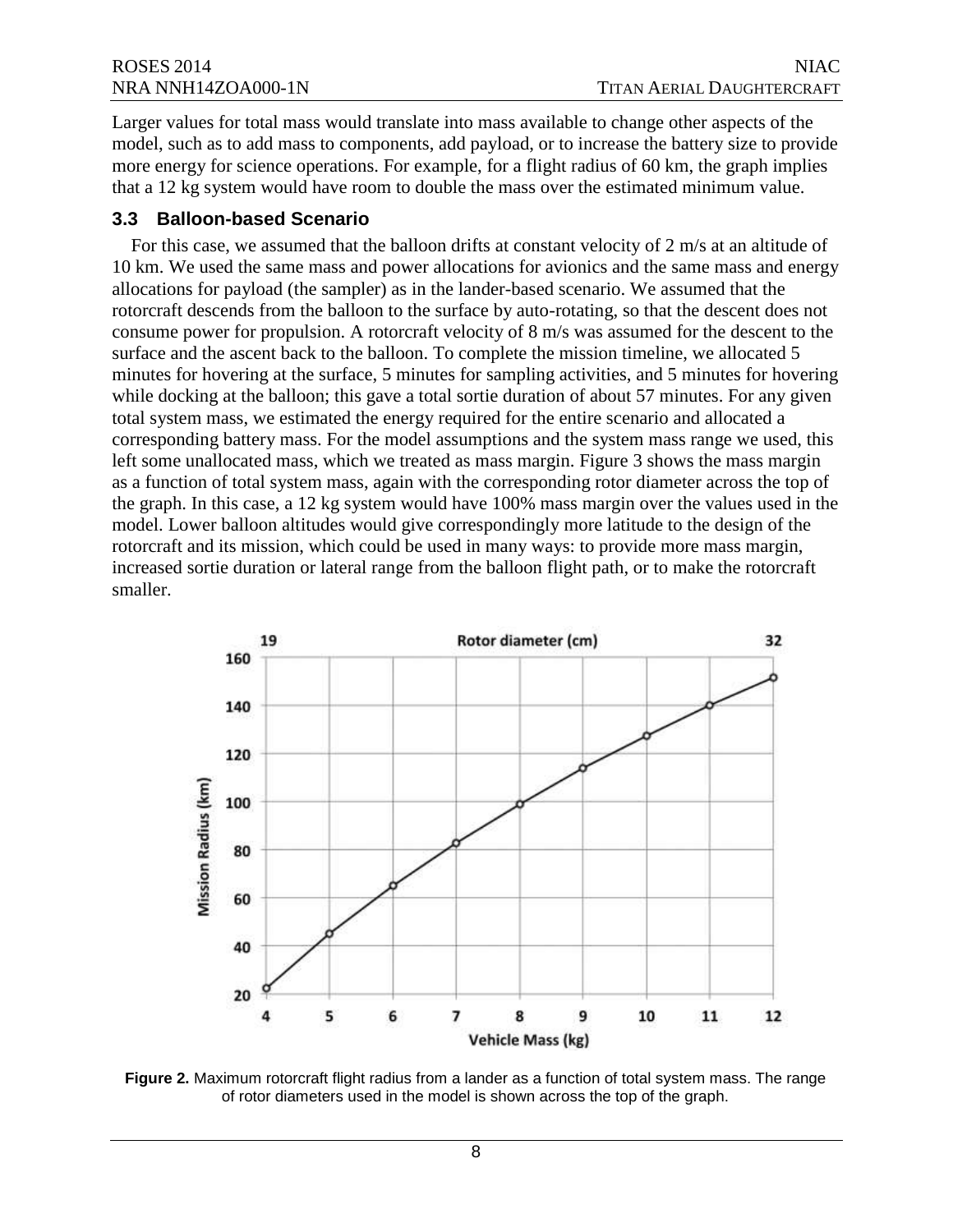Larger values for total mass would translate into mass available to change other aspects of the model, such as to add mass to components, add payload, or to increase the battery size to provide more energy for science operations. For example, for a flight radius of 60 km, the graph implies that a 12 kg system would have room to double the mass over the estimated minimum value.

### 3.3 Balloon-based Scenario

For this case, we assumed that the balloon drifts at constant velocity of 2 m/s at an altitude of 10 km. We used the same mass and power allocations for avionics and the same mass and energy allocations for payload (the sampler) as in the lander-based scenario. We assumed that the rotorcraft descends from the balloon to the surface by auto-rotating, so that the descent does not consume power for propulsion. A rotorcraft velocity of 8 m/s was assumed for the descent to the surface and the ascent back to the balloon. To complete the mission timeline, we allocated 5 minutes for hovering at the surface, 5 minutes for sampling activities, and 5 minutes for hovering while docking at the balloon; this gave a total sortie duration of about 57 minutes. For any given total system mass, we estimated the energy required for the entire scenario and allocated a corresponding battery mass. For the model assumptions and the system mass range we used, this left some unallocated mass, which we treated as mass margin. Figure 3 shows the mass margin as a function of total system mass, again with the corresponding rotor diameter across the top of the graph. In this case, a 12 kg system would have 100% mass margin over the values used in the model. Lower balloon altitudes would give correspondingly more latitude to the design of the rotorcraft and its mission, which could be used in many ways: to provide more mass margin, increased sortie duration or lateral range from the balloon flight path, or to make the rotorcraft smaller.

**Figure 2.** Maximum rotorcraft flight radius from a lander as a function of total system mass. The range of rotor diameters used in the model is shown across the top of the graph.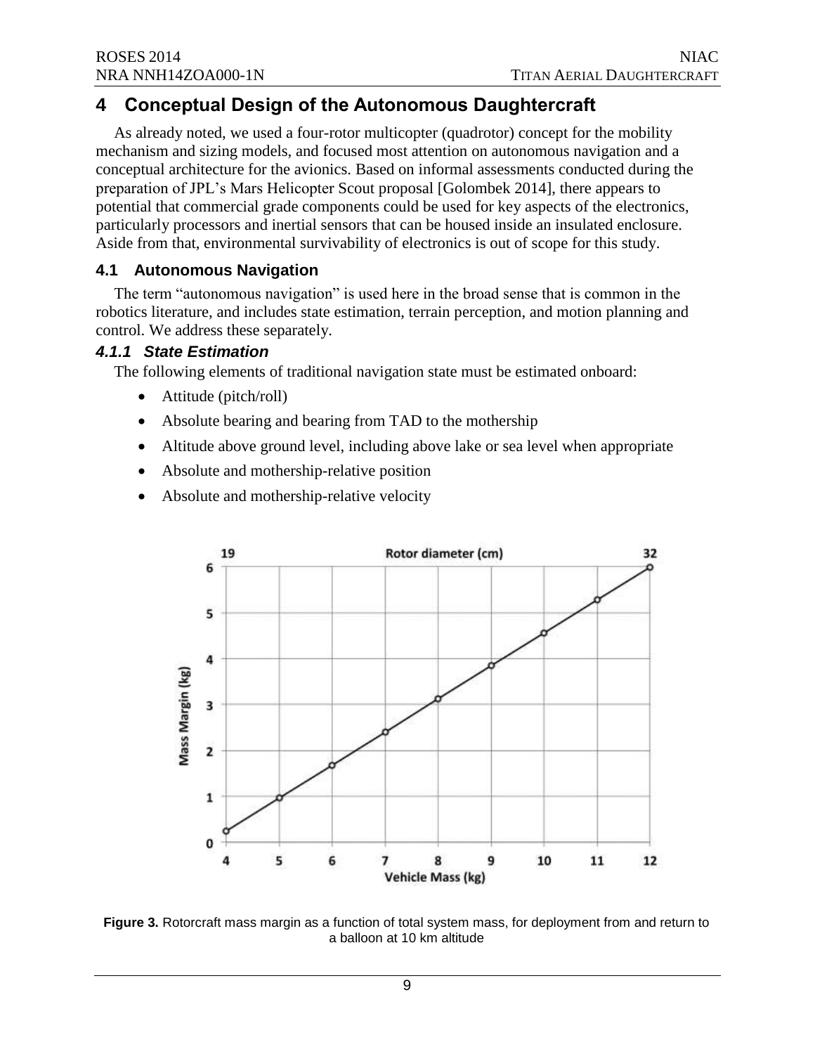# 4 Conceptual Design of the Autonomous Daughtercraft

As already noted, we used a four-rotor multicopter (quadrotor) concept for the mobility mechanism and sizing models, and focused most attention on autonomous navigation and a conceptual architecture for the avionics. Based on informal assessments conducted during the preparation of JPL's Mars Helicopter Scout proposal [Golombek 2014], there appears to potential that commercial grade components could be used for key aspects of the electronics, particularly processors and inertial sensors that can be housed inside an insulated enclosure. Aside from that, environmental survivability of electronics is out of scope for this study.

## 4.1 Autonomous Navigation

The term "autonomous navigation" is used here in the broad sense that is common in the robotics literature, and includes state estimation, terrain perception, and motion planning and control. We address these separately.

### *4.1.1 State Estimation*

The following elements of traditional navigation state must be estimated onboard:

- Attitude (pitch/roll)
- Absolute bearing and bearing from TAD to the mothership
- Altitude above ground level, including above lake or sea level when appropriate
- Absolute and mothership-relative position
- Absolute and mothership-relative velocity

**Figure 3.** Rotorcraft mass margin as a function of total system mass, for deployment from and return to a balloon at 10 km altitude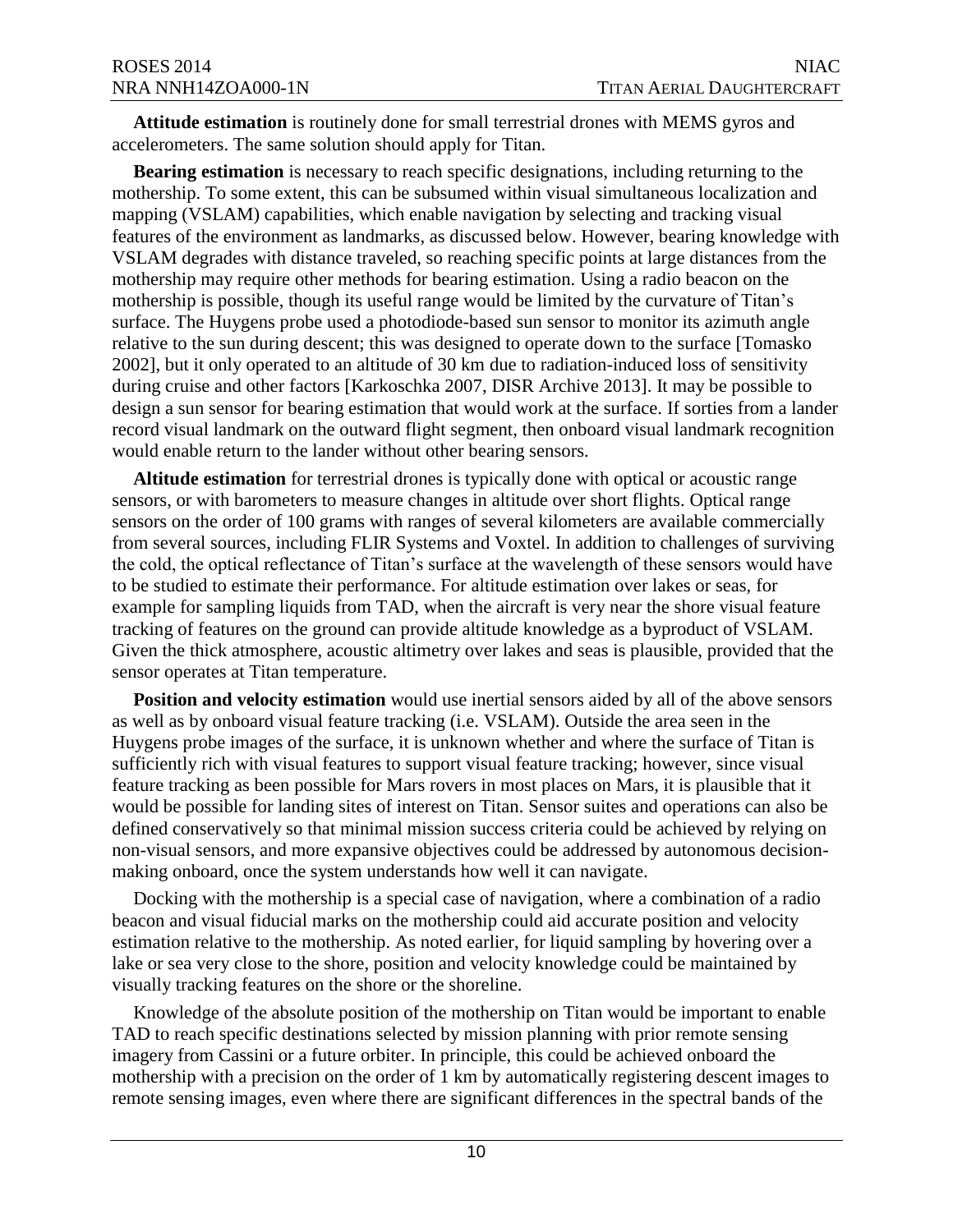**Attitude estimation** is routinely done for small terrestrial drones with MEMS gyros and accelerometers. The same solution should apply for Titan.

**Bearing estimation** is necessary to reach specific designations, including returning to the mothership. To some extent, this can be subsumed within visual simultaneous localization and mapping (VSLAM) capabilities, which enable navigation by selecting and tracking visual features of the environment as landmarks, as discussed below. However, bearing knowledge with VSLAM degrades with distance traveled, so reaching specific points at large distances from the mothership may require other methods for bearing estimation. Using a radio beacon on the mothership is possible, though its useful range would be limited by the curvature of Titan's surface. The Huygens probe used a photodiode-based sun sensor to monitor its azimuth angle relative to the sun during descent; this was designed to operate down to the surface [Tomasko 2002], but it only operated to an altitude of 30 km due to radiation-induced loss of sensitivity during cruise and other factors [Karkoschka 2007, DISR Archive 2013]. It may be possible to design a sun sensor for bearing estimation that would work at the surface. If sorties from a lander record visual landmark on the outward flight segment, then onboard visual landmark recognition would enable return to the lander without other bearing sensors.

**Altitude estimation** for terrestrial drones is typically done with optical or acoustic range sensors, or with barometers to measure changes in altitude over short flights. Optical range sensors on the order of 100 grams with ranges of several kilometers are available commercially from several sources, including FLIR Systems and Voxtel. In addition to challenges of surviving the cold, the optical reflectance of Titan's surface at the wavelength of these sensors would have to be studied to estimate their performance. For altitude estimation over lakes or seas, for example for sampling liquids from TAD, when the aircraft is very near the shore visual feature tracking of features on the ground can provide altitude knowledge as a byproduct of VSLAM. Given the thick atmosphere, acoustic altimetry over lakes and seas is plausible, provided that the sensor operates at Titan temperature.

**Position and velocity estimation** would use inertial sensors aided by all of the above sensors as well as by onboard visual feature tracking (i.e. VSLAM). Outside the area seen in the Huygens probe images of the surface, it is unknown whether and where the surface of Titan is sufficiently rich with visual features to support visual feature tracking; however, since visual feature tracking as been possible for Mars rovers in most places on Mars, it is plausible that it would be possible for landing sites of interest on Titan. Sensor suites and operations can also be defined conservatively so that minimal mission success criteria could be achieved by relying on non-visual sensors, and more expansive objectives could be addressed by autonomous decision-making onboard, once the system understands how well it can navigate.

Docking with the mothership is a special case of navigation, where a combination of a radio beacon and visual fiducial marks on the mothership could aid accurate position and velocity estimation relative to the mothership. As noted earlier, for liquid sampling by hovering over a lake or sea very close to the shore, position and velocity knowledge could be maintained by visually tracking features on the shore or the shoreline.

Knowledge of the absolute position of the mothership on Titan would be important to enable TAD to reach specific destinations selected by mission planning with prior remote sensing imagery from Cassini or a future orbiter. In principle, this could be achieved onboard the mothership with a precision on the order of 1 km by automatically registering descent images to remote sensing images, even where there are significant differences in the spectral bands of the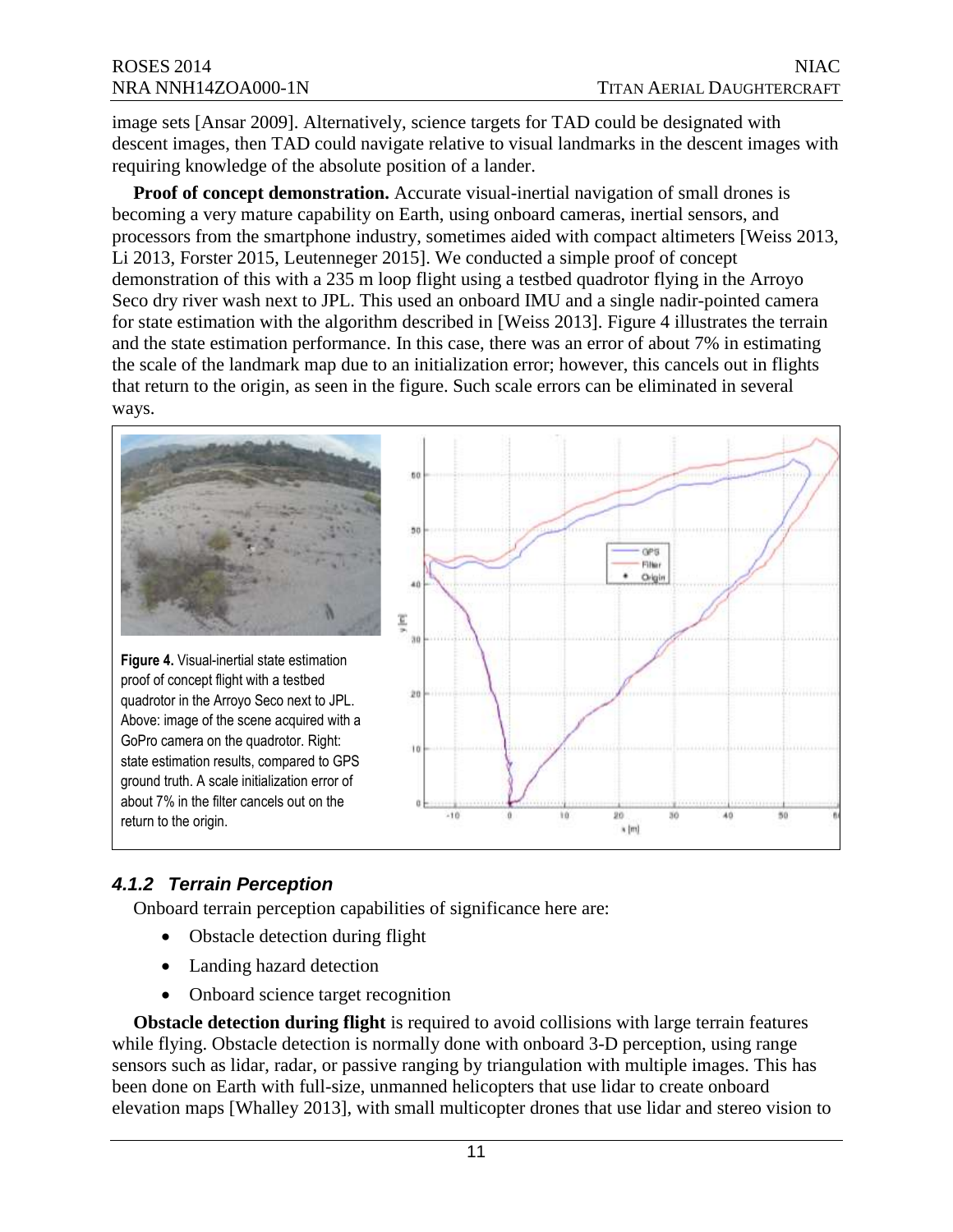image sets [Ansar 2009]. Alternatively, science targets for TAD could be designated with descent images, then TAD could navigate relative to visual landmarks in the descent images with requiring knowledge of the absolute position of a lander.

**Proof of concept demonstration.** Accurate visual-inertial navigation of small drones is becoming a very mature capability on Earth, using onboard cameras, inertial sensors, and processors from the smartphone industry, sometimes aided with compact altimeters [Weiss 2013, Li 2013, Forster 2015, Leutenneger 2015]. We conducted a simple proof of concept demonstration of this with a 235 m loop flight using a testbed quadrotor flying in the Arroyo Seco dry river wash next to JPL. This used an onboard IMU and a single nadir-pointed camera for state estimation with the algorithm described in [Weiss 2013]. Figure 4 illustrates the terrain and the state estimation performance. In this case, there was an error of about 7% in estimating the scale of the landmark map due to an initialization error; however, this cancels out in flights that return to the origin, as seen in the figure. Such scale errors can be eliminated in several ways.

**Figure 4.** Visual-inertial state estimation proof of concept flight with a testbed quadrotor in the Arroyo Seco next to JPL. Above: image of the scene acquired with a GoPro camera on the quadrotor. Right: state estimation results, compared to GPS ground truth. A scale initialization error of about 7% in the filter cancels out on the return to the origin.

### *4.1.2 Terrain Perception*

Onboard terrain perception capabilities of significance here are:

- Obstacle detection during flight
- Landing hazard detection
- Onboard science target recognition

**Obstacle detection during flight** is required to avoid collisions with large terrain features while flying. Obstacle detection is normally done with onboard 3-D perception, using range sensors such as lidar, radar, or passive ranging by triangulation with multiple images. This has been done on Earth with full-size, unmanned helicopters that use lidar to create onboard elevation maps [Whalley 2013], with small multicopter drones that use lidar and stereo vision to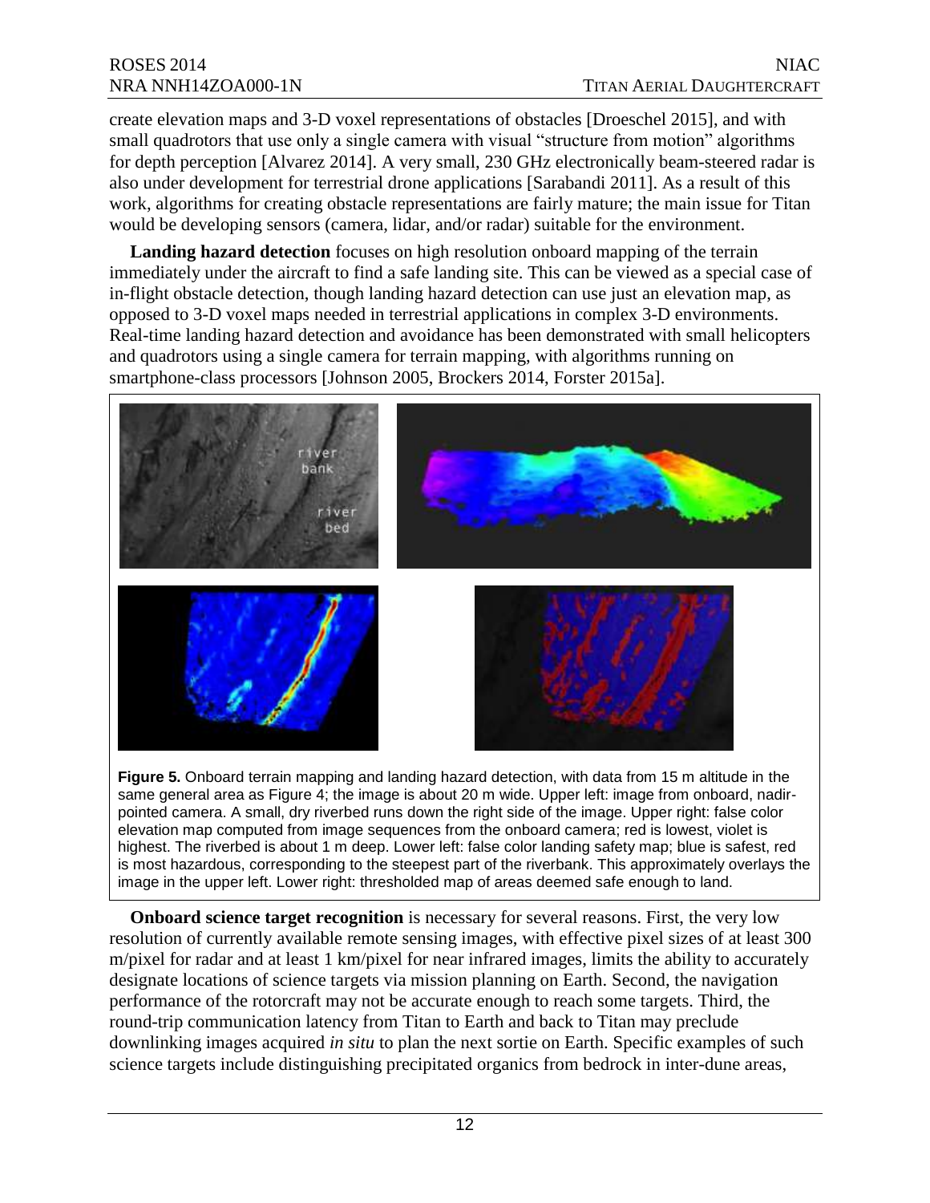create elevation maps and 3-D voxel representations of obstacles [Droeschel 2015], and with small quadrotors that use only a single camera with visual "structure from motion" algorithms for depth perception [Alvarez 2014]. A very small, 230 GHz electronically beam-steered radar is also under development for terrestrial drone applications [Sarabandi 2011]. As a result of this work, algorithms for creating obstacle representations are fairly mature; the main issue for Titan would be developing sensors (camera, lidar, and/or radar) suitable for the environment.

**Landing hazard detection** focuses on high resolution onboard mapping of the terrain immediately under the aircraft to find a safe landing site. This can be viewed as a special case of in-flight obstacle detection, though landing hazard detection can use just an elevation map, as opposed to 3-D voxel maps needed in terrestrial applications in complex 3-D environments. Real-time landing hazard detection and avoidance has been demonstrated with small helicopters and quadrotors using a single camera for terrain mapping, with algorithms running on smartphone-class processors [Johnson 2005, Brockers 2014, Forster 2015a].

**Figure 5.** Onboard terrain mapping and landing hazard detection, with data from 15 m altitude in the same general area as Figure 4; the image is about 20 m wide. Upper left: image from onboard, nadir-pointed camera. A small, dry riverbed runs down the right side of the image. Upper right: false color elevation map computed from image sequences from the onboard camera; red is lowest, violet is highest. The riverbed is about 1 m deep. Lower left: false color landing safety map; blue is safest, red is most hazardous, corresponding to the steepest part of the riverbank. This approximately overlays the image in the upper left. Lower right: thresholded map of areas deemed safe enough to land.

**Onboard science target recognition** is necessary for several reasons. First, the very low resolution of currently available remote sensing images, with effective pixel sizes of at least 300 m/pixel for radar and at least 1 km/pixel for near infrared images, limits the ability to accurately designate locations of science targets via mission planning on Earth. Second, the navigation performance of the rotorcraft may not be accurate enough to reach some targets. Third, the round-trip communication latency from Titan to Earth and back to Titan may preclude downlinking images acquired *in situ* to plan the next sortie on Earth. Specific examples of such science targets include distinguishing precipitated organics from bedrock in inter-dune areas,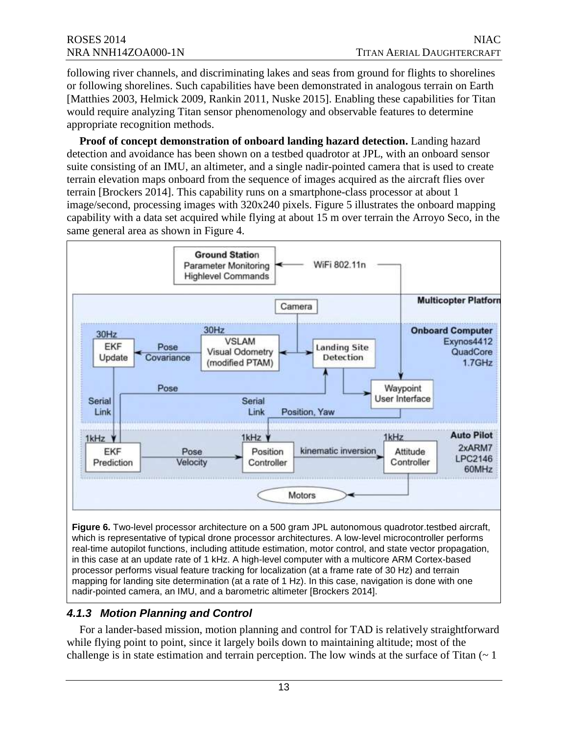following river channels, and discriminating lakes and seas from ground for flights to shorelines or following shorelines. Such capabilities have been demonstrated in analogous terrain on Earth [Matthies 2003, Helmick 2009, Rankin 2011, Nuske 2015]. Enabling these capabilities for Titan would require analyzing Titan sensor phenomenology and observable features to determine appropriate recognition methods.

**Proof of concept demonstration of onboard landing hazard detection.** Landing hazard detection and avoidance has been shown on a testbed quadrotor at JPL, with an onboard sensor suite consisting of an IMU, an altimeter, and a single nadir-pointed camera that is used to create terrain elevation maps onboard from the sequence of images acquired as the aircraft flies over terrain [Brockers 2014]. This capability runs on a smartphone-class processor at about 1 image/second, processing images with 320x240 pixels. Figure 5 illustrates the onboard mapping capability with a data set acquired while flying at about 15 m over terrain the Arroyo Seco, in the same general area as shown in Figure 4.

**Figure 6.** Two-level processor architecture on a 500 gram JPL autonomous quadrotor.testbed aircraft, which is representative of typical drone processor architectures. A low-level microcontroller performs real-time autopilot functions, including attitude estimation, motor control, and state vector propagation, in this case at an update rate of 1 kHz. A high-level computer with a multicore ARM Cortex-based processor performs visual feature tracking for localization (at a frame rate of 30 Hz) and terrain mapping for landing site determination (at a rate of 1 Hz). In this case, navigation is done with one nadir-pointed camera, an IMU, and a barometric altimeter [Brockers 2014].

### *4.1.3 Motion Planning and Control*

For a lander-based mission, motion planning and control for TAD is relatively straightforward while flying point to point, since it largely boils down to maintaining altitude; most of the challenge is in state estimation and terrain perception. The low winds at the surface of Titan (~ 1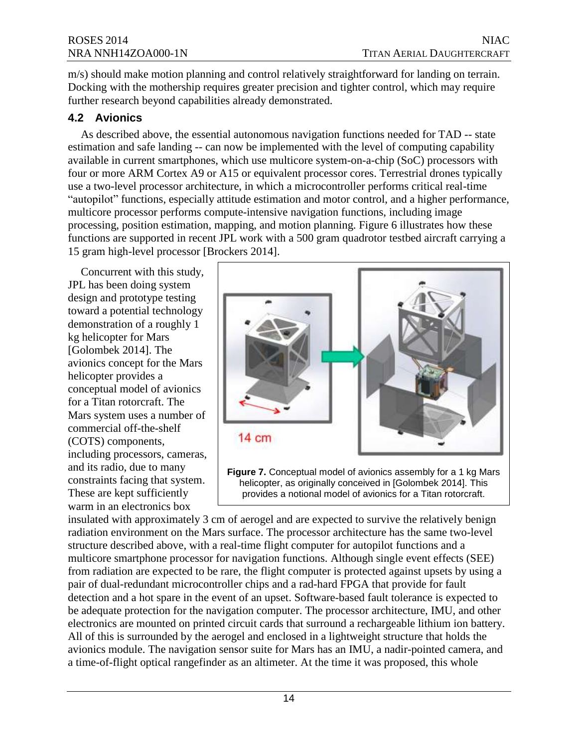m/s) should make motion planning and control relatively straightforward for landing on terrain. Docking with the mothership requires greater precision and tighter control, which may require further research beyond capabilities already demonstrated.

## 4.2 Avionics

As described above, the essential autonomous navigation functions needed for TAD -- state estimation and safe landing -- can now be implemented with the level of computing capability available in current smartphones, which use multicore system-on-a-chip (SoC) processors with four or more ARM Cortex A9 or A15 or equivalent processor cores. Terrestrial drones typically use a two-level processor architecture, in which a microcontroller performs critical real-time "autopilot" functions, especially attitude estimation and motor control, and a higher performance, multicore processor performs compute-intensive navigation functions, including image processing, position estimation, mapping, and motion planning. Figure 6 illustrates how these functions are supported in recent JPL work with a 500 gram quadrotor testbed aircraft carrying a 15 gram high-level processor [Brockers 2014].

Concurrent with this study, JPL has been doing system design and prototype testing toward a potential technology demonstration of a roughly 1 kg helicopter for Mars [Golombek 2014]. The avionics concept for the Mars helicopter provides a conceptual model of avionics for a Titan rotorcraft. The Mars system uses a number of commercial off-the-shelf (COTS) components, including processors, cameras, and its radio, due to many constraints facing that system. These are kept sufficiently warm in an electronics box insulated with approximately 3 cm of aerogel and are expected to survive the relatively benign radiation environment on the Mars surface. The processor architecture has the same two-level structure described above, with a real-time flight computer for autopilot functions and a multicore smartphone processor for navigation functions. Although single event effects (SEE) from radiation are expected to be rare, the flight computer is protected against upsets by using a pair of dual-redundant microcontroller chips and a rad-hard FPGA that provide for fault detection and a hot spare in the event of an upset. Software-based fault tolerance is expected to be adequate protection for the navigation computer. The processor architecture, IMU, and other electronics are mounted on printed circuit cards that surround a rechargeable lithium ion battery. All of this is surrounded by the aerogel and enclosed in a lightweight structure that holds the avionics module. The navigation sensor suite for Mars has an IMU, a nadir-pointed camera, and a time-of-flight optical rangefinder as an altimeter. At the time it was proposed, this whole

14 cm

**Figure 7.** Conceptual model of avionics assembly for a 1 kg Mars helicopter, as originally conceived in [Golombek 2014]. This provides a notional model of avionics for a Titan rotorcraft.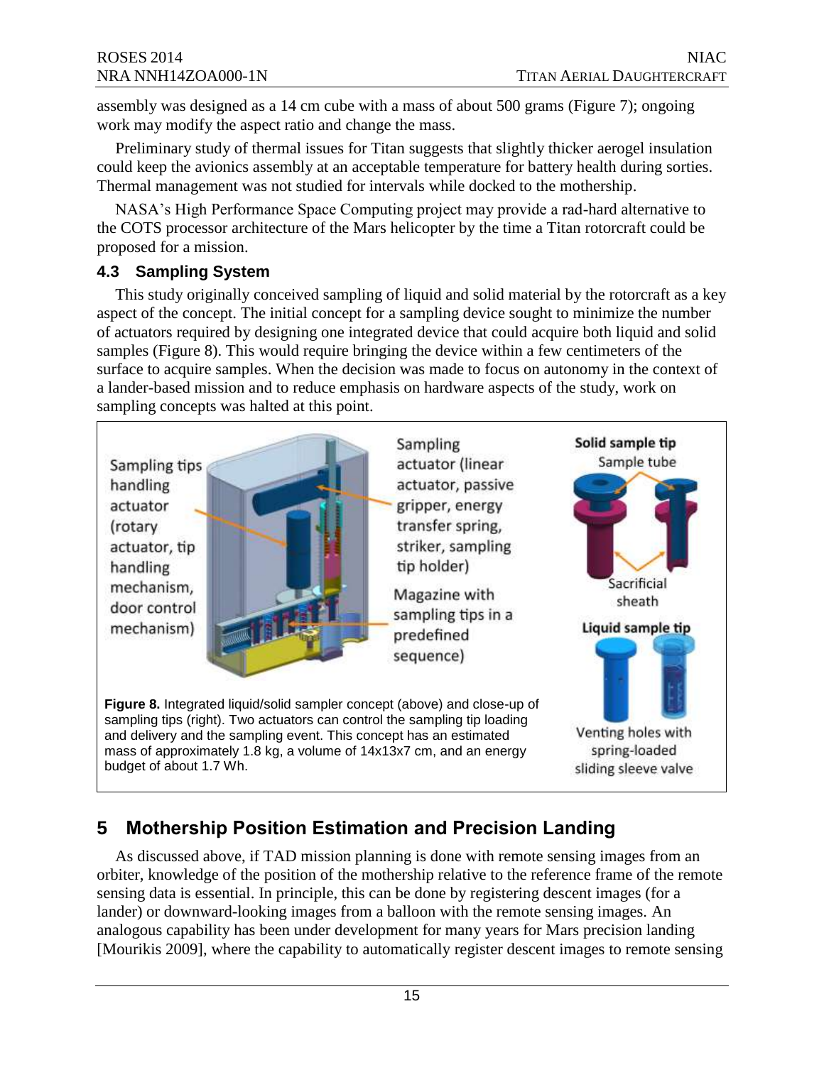assembly was designed as a 14 cm cube with a mass of about 500 grams (Figure 7); ongoing work may modify the aspect ratio and change the mass.

Preliminary study of thermal issues for Titan suggests that slightly thicker aerogel insulation could keep the avionics assembly at an acceptable temperature for battery health during sorties. Thermal management was not studied for intervals while docked to the mothership.

NASA's High Performance Space Computing project may provide a rad-hard alternative to the COTS processor architecture of the Mars helicopter by the time a Titan rotorcraft could be proposed for a mission.

### 4.3 Sampling System

This study originally conceived sampling of liquid and solid material by the rotorcraft as a key aspect of the concept. The initial concept for a sampling device sought to minimize the number of actuators required by designing one integrated device that could acquire both liquid and solid samples (Figure 8). This would require bringing the device within a few centimeters of the surface to acquire samples. When the decision was made to focus on autonomy in the context of a lander-based mission and to reduce emphasis on hardware aspects of the study, work on sampling concepts was halted at this point.

Sampling tips handling actuator (rotary actuator, tip handling mechanism, door control mechanism)

Sampling actuator (linear actuator, passive gripper, energy transfer spring, striker, sampling tip holder)

Magazine with sampling tips in a predefined sequence)

**Solid sample tip**

Sample tube

Sacrificial sheath

**Liquid sample tip**

Venting holes with spring-loaded sliding sleeve valve

**Figure 8.** Integrated liquid/solid sampler concept (above) and close-up of sampling tips (right). Two actuators can control the sampling tip loading and delivery and the sampling event. This concept has an estimated mass of approximately 1.8 kg, a volume of 14x13x7 cm, and an energy budget of about 1.7 Wh.

## 5 Mothership Position Estimation and Precision Landing

As discussed above, if TAD mission planning is done with remote sensing images from an orbiter, knowledge of the position of the mothership relative to the reference frame of the remote sensing data is essential. In principle, this can be done by registering descent images (for a lander) or downward-looking images from a balloon with the remote sensing images. An analogous capability has been under development for many years for Mars precision landing [Mourikis 2009], where the capability to automatically register descent images to remote sensing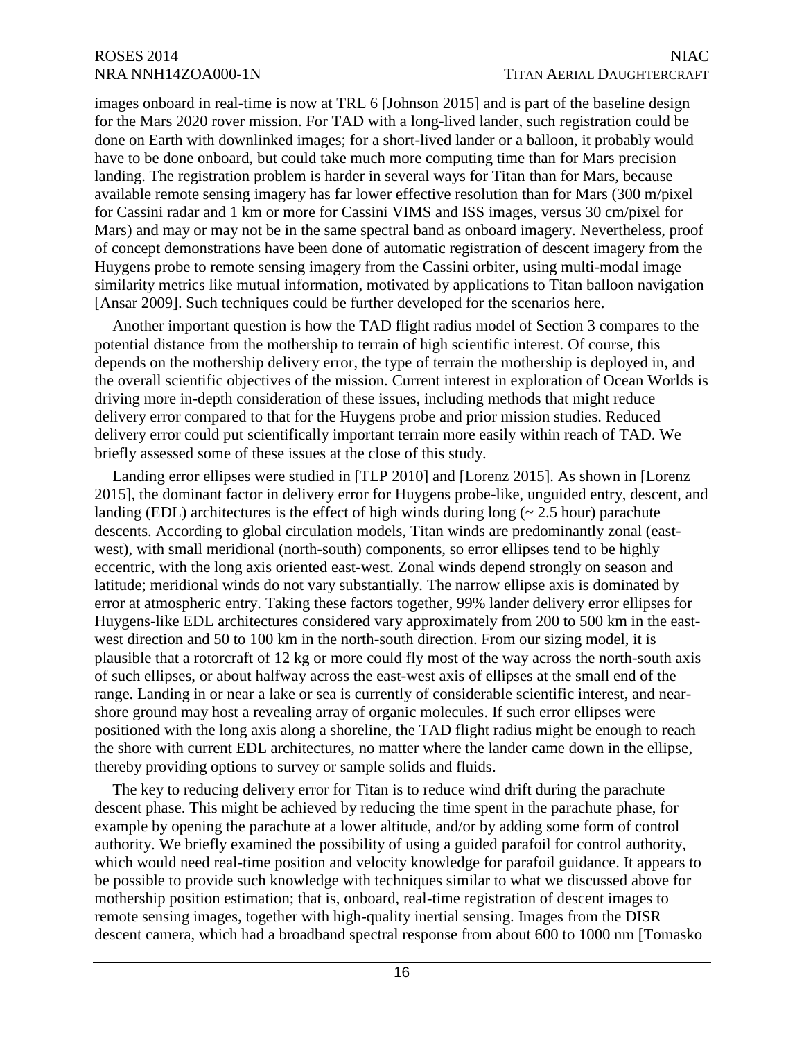images onboard in real-time is now at TRL 6 [Johnson 2015] and is part of the baseline design for the Mars 2020 rover mission. For TAD with a long-lived lander, such registration could be done on Earth with downlinked images; for a short-lived lander or a balloon, it probably would have to be done onboard, but could take much more computing time than for Mars precision landing. The registration problem is harder in several ways for Titan than for Mars, because available remote sensing imagery has far lower effective resolution than for Mars (300 m/pixel for Cassini radar and 1 km or more for Cassini VIMS and ISS images, versus 30 cm/pixel for Mars) and may or may not be in the same spectral band as onboard imagery. Nevertheless, proof of concept demonstrations have been done of automatic registration of descent imagery from the Huygens probe to remote sensing imagery from the Cassini orbiter, using multi-modal image similarity metrics like mutual information, motivated by applications to Titan balloon navigation [Ansar 2009]. Such techniques could be further developed for the scenarios here.

Another important question is how the TAD flight radius model of Section 3 compares to the potential distance from the mothership to terrain of high scientific interest. Of course, this depends on the mothership delivery error, the type of terrain the mothership is deployed in, and the overall scientific objectives of the mission. Current interest in exploration of Ocean Worlds is driving more in-depth consideration of these issues, including methods that might reduce delivery error compared to that for the Huygens probe and prior mission studies. Reduced delivery error could put scientifically important terrain more easily within reach of TAD. We briefly assessed some of these issues at the close of this study.

Landing error ellipses were studied in [TLP 2010] and [Lorenz 2015]. As shown in [Lorenz 2015], the dominant factor in delivery error for Huygens probe-like, unguided entry, descent, and landing (EDL) architectures is the effect of high winds during long (~ 2.5 hour) parachute descents. According to global circulation models, Titan winds are predominantly zonal (east-west), with small meridional (north-south) components, so error ellipses tend to be highly eccentric, with the long axis oriented east-west. Zonal winds depend strongly on season and latitude; meridional winds do not vary substantially. The narrow ellipse axis is dominated by error at atmospheric entry. Taking these factors together, 99% lander delivery error ellipses for Huygens-like EDL architectures considered vary approximately from 200 to 500 km in the east-west direction and 50 to 100 km in the north-south direction. From our sizing model, it is plausible that a rotorcraft of 12 kg or more could fly most of the way across the north-south axis of such ellipses, or about halfway across the east-west axis of ellipses at the small end of the range. Landing in or near a lake or sea is currently of considerable scientific interest, and near-shore ground may host a revealing array of organic molecules. If such error ellipses were positioned with the long axis along a shoreline, the TAD flight radius might be enough to reach the shore with current EDL architectures, no matter where the lander came down in the ellipse, thereby providing options to survey or sample solids and fluids.

The key to reducing delivery error for Titan is to reduce wind drift during the parachute descent phase. This might be achieved by reducing the time spent in the parachute phase, for example by opening the parachute at a lower altitude, and/or by adding some form of control authority. We briefly examined the possibility of using a guided parafoil for control authority, which would need real-time position and velocity knowledge for parafoil guidance. It appears to be possible to provide such knowledge with techniques similar to what we discussed above for mothership position estimation; that is, onboard, real-time registration of descent images to remote sensing images, together with high-quality inertial sensing. Images from the DISR descent camera, which had a broadband spectral response from about 600 to 1000 nm [Tomasko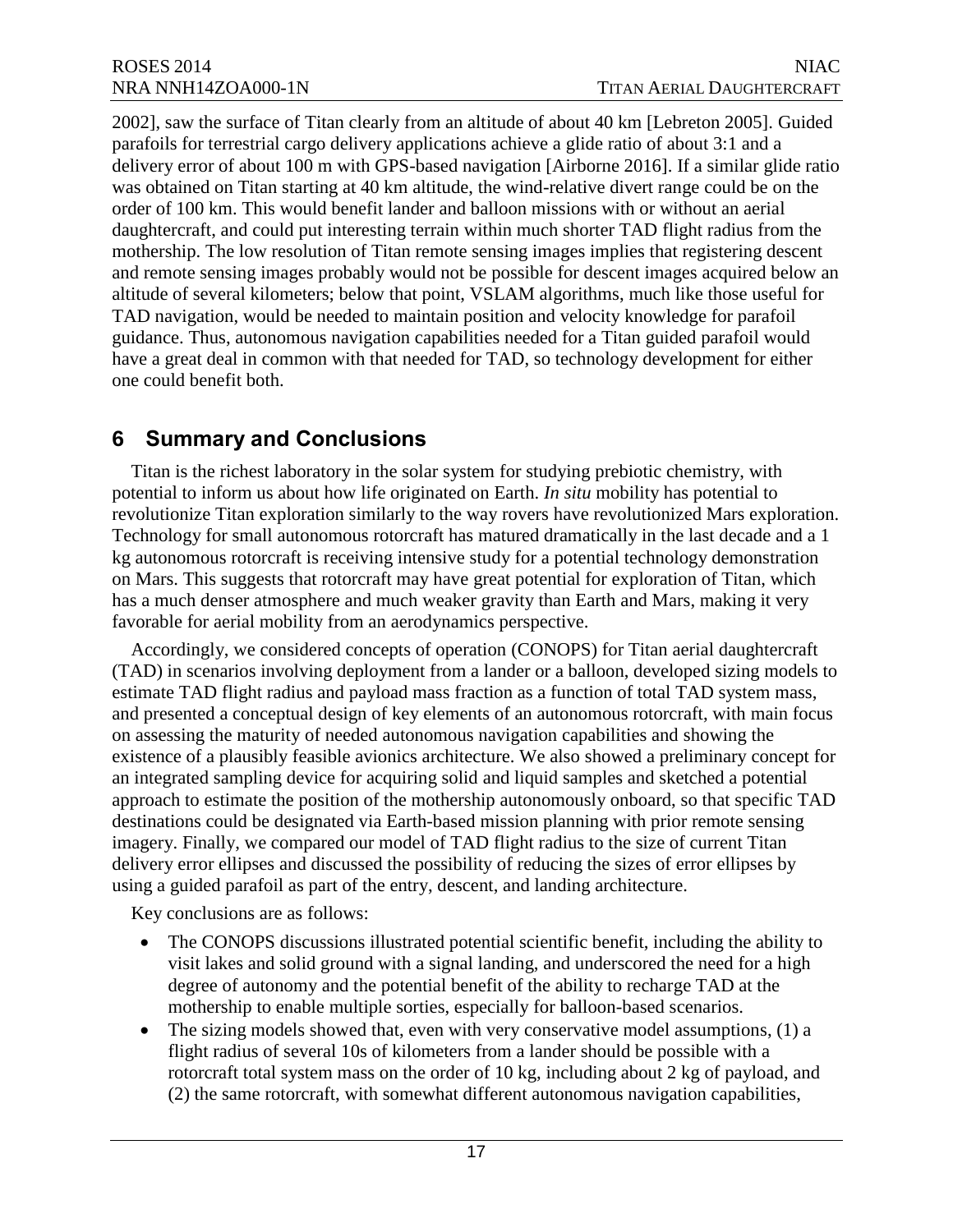2002], saw the surface of Titan clearly from an altitude of about 40 km [Lebreton 2005]. Guided parafoils for terrestrial cargo delivery applications achieve a glide ratio of about 3:1 and a delivery error of about 100 m with GPS-based navigation [Airborne 2016]. If a similar glide ratio was obtained on Titan starting at 40 km altitude, the wind-relative divert range could be on the order of 100 km. This would benefit lander and balloon missions with or without an aerial daughtercraft, and could put interesting terrain within much shorter TAD flight radius from the mothership. The low resolution of Titan remote sensing images implies that registering descent and remote sensing images probably would not be possible for descent images acquired below an altitude of several kilometers; below that point, VSLAM algorithms, much like those useful for TAD navigation, would be needed to maintain position and velocity knowledge for parafoil guidance. Thus, autonomous navigation capabilities needed for a Titan guided parafoil would have a great deal in common with that needed for TAD, so technology development for either one could benefit both.

# 6 Summary and Conclusions

Titan is the richest laboratory in the solar system for studying prebiotic chemistry, with potential to inform us about how life originated on Earth. *In situ* mobility has potential to revolutionize Titan exploration similarly to the way rovers have revolutionized Mars exploration. Technology for small autonomous rotorcraft has matured dramatically in the last decade and a 1 kg autonomous rotorcraft is receiving intensive study for a potential technology demonstration on Mars. This suggests that rotorcraft may have great potential for exploration of Titan, which has a much denser atmosphere and much weaker gravity than Earth and Mars, making it very favorable for aerial mobility from an aerodynamics perspective.

Accordingly, we considered concepts of operation (CONOPS) for Titan aerial daughtercraft (TAD) in scenarios involving deployment from a lander or a balloon, developed sizing models to estimate TAD flight radius and payload mass fraction as a function of total TAD system mass, and presented a conceptual design of key elements of an autonomous rotorcraft, with main focus on assessing the maturity of needed autonomous navigation capabilities and showing the existence of a plausibly feasible avionics architecture. We also showed a preliminary concept for an integrated sampling device for acquiring solid and liquid samples and sketched a potential approach to estimate the position of the mothership autonomously onboard, so that specific TAD destinations could be designated via Earth-based mission planning with prior remote sensing imagery. Finally, we compared our model of TAD flight radius to the size of current Titan delivery error ellipses and discussed the possibility of reducing the sizes of error ellipses by using a guided parafoil as part of the entry, descent, and landing architecture.

Key conclusions are as follows:

- The CONOPS discussions illustrated potential scientific benefit, including the ability to visit lakes and solid ground with a signal landing, and underscored the need for a high degree of autonomy and the potential benefit of the ability to recharge TAD at the mothership to enable multiple sorties, especially for balloon-based scenarios.
- The sizing models showed that, even with very conservative model assumptions, (1) a flight radius of several 10s of kilometers from a lander should be possible with a rotorcraft total system mass on the order of 10 kg, including about 2 kg of payload, and (2) the same rotorcraft, with somewhat different autonomous navigation capabilities,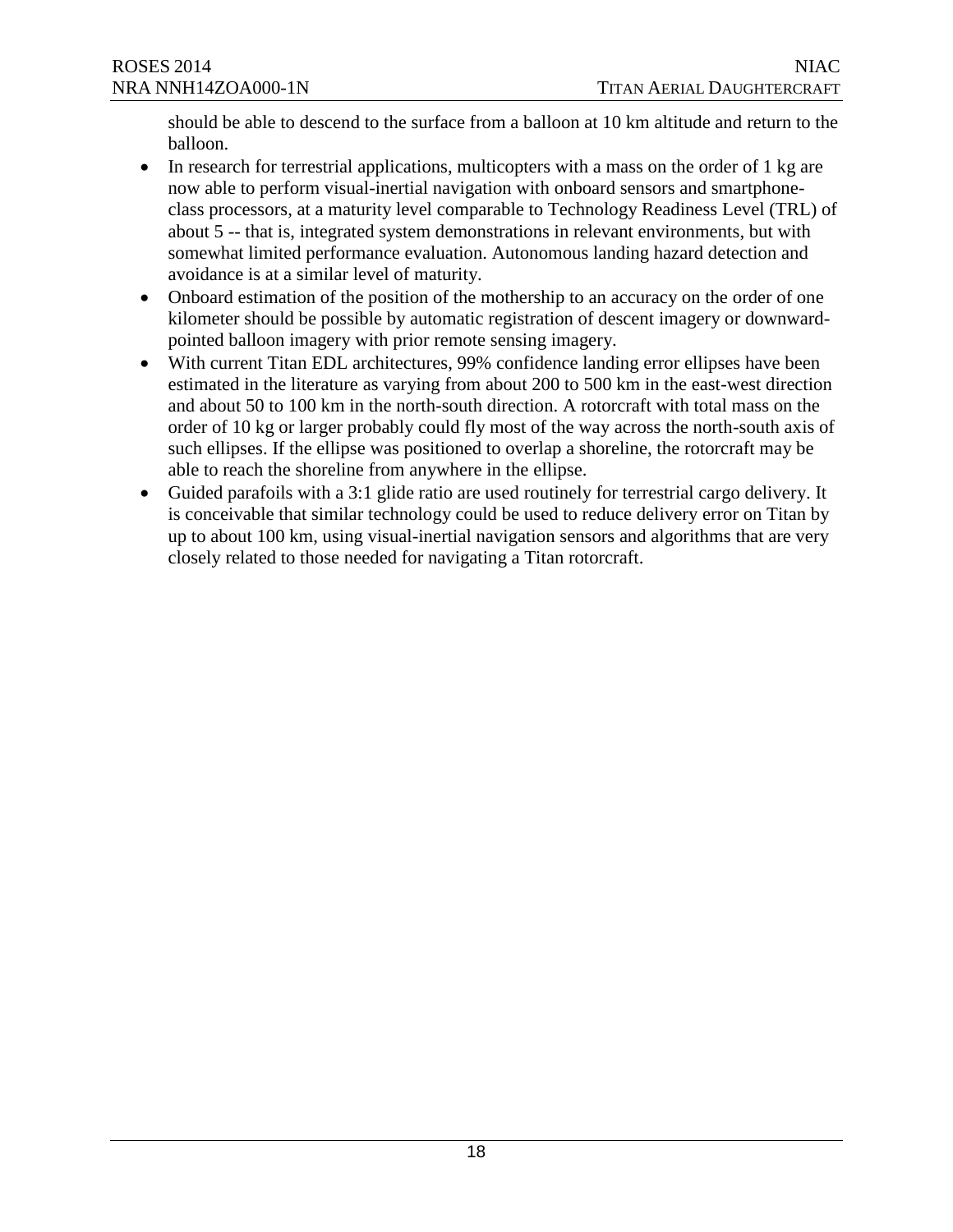should be able to descend to the surface from a balloon at 10 km altitude and return to the balloon.

- In research for terrestrial applications, multicopters with a mass on the order of 1 kg are now able to perform visual-inertial navigation with onboard sensors and smartphone-class processors, at a maturity level comparable to Technology Readiness Level (TRL) of about 5 -- that is, integrated system demonstrations in relevant environments, but with somewhat limited performance evaluation. Autonomous landing hazard detection and avoidance is at a similar level of maturity.
- Onboard estimation of the position of the mothership to an accuracy on the order of one kilometer should be possible by automatic registration of descent imagery or downward-pointed balloon imagery with prior remote sensing imagery.
- With current Titan EDL architectures, 99% confidence landing error ellipses have been estimated in the literature as varying from about 200 to 500 km in the east-west direction and about 50 to 100 km in the north-south direction. A rotorcraft with total mass on the order of 10 kg or larger probably could fly most of the way across the north-south axis of such ellipses. If the ellipse was positioned to overlap a shoreline, the rotorcraft may be able to reach the shoreline from anywhere in the ellipse.
- Guided parafoils with a 3:1 glide ratio are used routinely for terrestrial cargo delivery. It is conceivable that similar technology could be used to reduce delivery error on Titan by up to about 100 km, using visual-inertial navigation sensors and algorithms that are very closely related to those needed for navigating a Titan rotorcraft.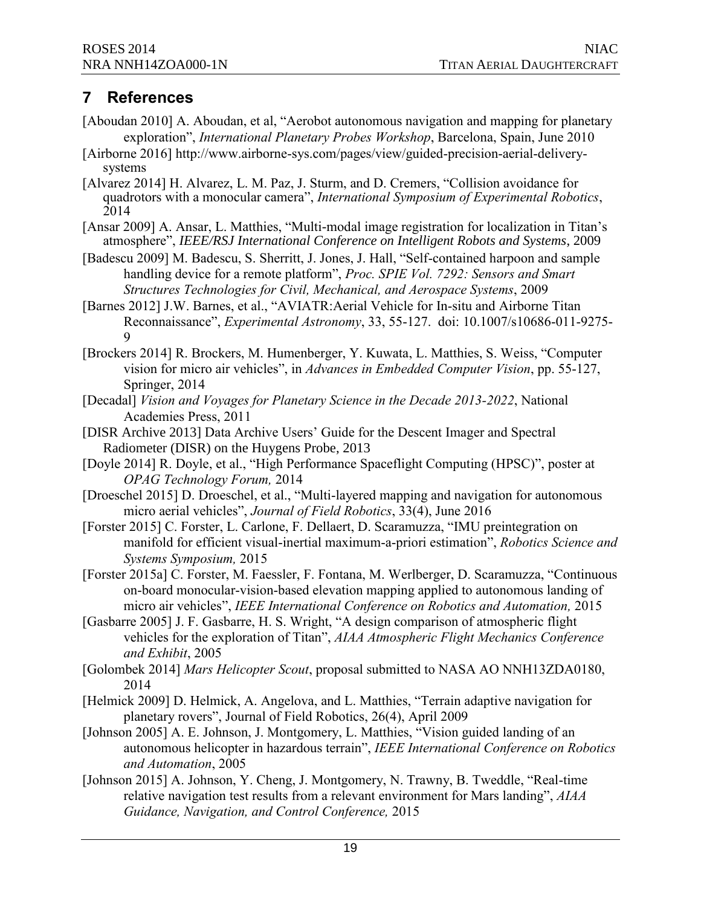## 7 References

[Aboudan 2010] A. Aboudan, et al, "Aerobot autonomous navigation and mapping for planetary exploration", *International Planetary Probes Workshop*, Barcelona, Spain, June 2010

[Airborne 2016] http://www.airborne-sys.com/pages/view/guided-precision-aerial-delivery-systems

[Alvarez 2014] H. Alvarez, L. M. Paz, J. Sturm, and D. Cremers, "Collision avoidance for quadrotors with a monocular camera", *International Symposium of Experimental Robotics*, 2014

[Ansar 2009] A. Ansar, L. Matthies, "Multi-modal image registration for localization in Titan's atmosphere", *IEEE/RSJ International Conference on Intelligent Robots and Systems*, 2009

[Badescu 2009] M. Badescu, S. Sherritt, J. Jones, J. Hall, "Self-contained harpoon and sample handling device for a remote platform", *Proc. SPIE Vol. 7292: Sensors and Smart Structures Technologies for Civil, Mechanical, and Aerospace Systems*, 2009

[Barnes 2012] J.W. Barnes, et al., "AVIATR:Aerial Vehicle for In-situ and Airborne Titan Reconnaissance", *Experimental Astronomy*, 33, 55-127. doi: 10.1007/s10686-011-9275-9

[Brockers 2014] R. Brockers, M. Humenberger, Y. Kuwata, L. Matthies, S. Weiss, "Computer vision for micro air vehicles", in *Advances in Embedded Computer Vision*, pp. 55-127, Springer, 2014

[Decadal] *Vision and Voyages for Planetary Science in the Decade 2013-2022*, National Academies Press, 2011

[DISR Archive 2013] Data Archive Users' Guide for the Descent Imager and Spectral Radiometer (DISR) on the Huygens Probe, 2013

[Doyle 2014] R. Doyle, et al., "High Performance Spaceflight Computing (HPSC)", poster at *OPAG Technology Forum,* 2014

[Droeschel 2015] D. Droeschel, et al., "Multi-layered mapping and navigation for autonomous micro aerial vehicles", *Journal of Field Robotics*, 33(4), June 2016

[Forster 2015] C. Forster, L. Carlone, F. Dellaert, D. Scaramuzza, "IMU preintegration on manifold for efficient visual-inertial maximum-a-priori estimation", *Robotics Science and Systems Symposium,* 2015

[Forster 2015a] C. Forster, M. Faessler, F. Fontana, M. Werlberger, D. Scaramuzza, "Continuous on-board monocular-vision-based elevation mapping applied to autonomous landing of micro air vehicles", *IEEE International Conference on Robotics and Automation,* 2015

[Gasbarre 2005] J. F. Gasbarre, H. S. Wright, "A design comparison of atmospheric flight vehicles for the exploration of Titan", *AIAA Atmospheric Flight Mechanics Conference and Exhibit*, 2005

[Golombek 2014] *Mars Helicopter Scout*, proposal submitted to NASA AO NNH13ZDA0180, 2014

[Helmick 2009] D. Helmick, A. Angelova, and L. Matthies, "Terrain adaptive navigation for planetary rovers", Journal of Field Robotics, 26(4), April 2009

[Johnson 2005] A. E. Johnson, J. Montgomery, L. Matthies, "Vision guided landing of an autonomous helicopter in hazardous terrain", *IEEE International Conference on Robotics and Automation*, 2005

[Johnson 2015] A. Johnson, Y. Cheng, J. Montgomery, N. Trawny, B. Tweddle, "Real-time relative navigation test results from a relevant environment for Mars landing", *AIAA Guidance, Navigation, and Control Conference,* 2015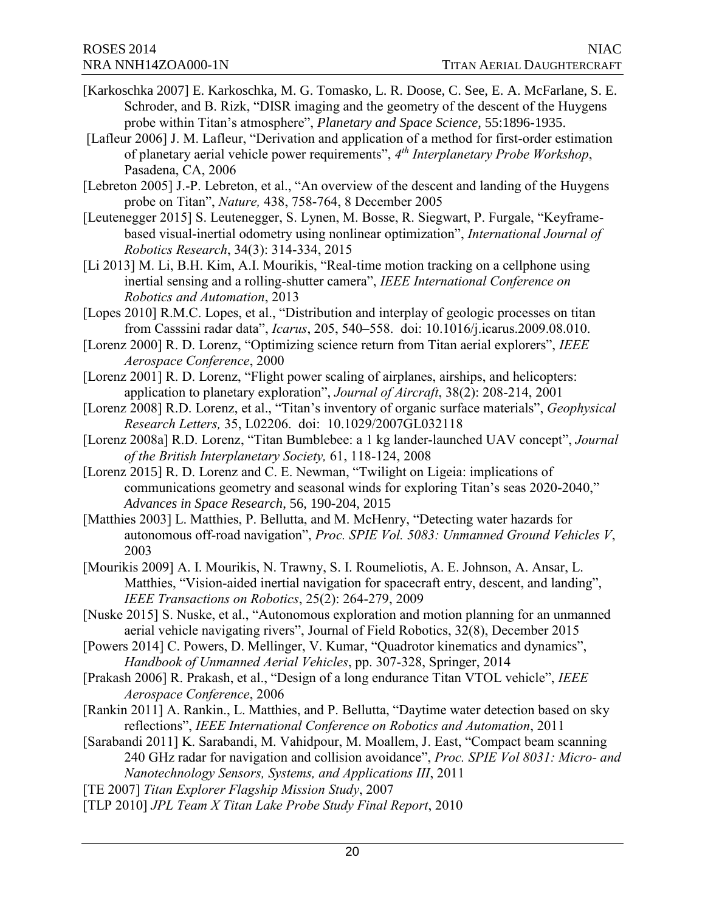[Karkoschka 2007] E. Karkoschka, M. G. Tomasko, L. R. Doose, C. See, E. A. McFarlane, S. E. Schroder, and B. Rizk, "DISR imaging and the geometry of the descent of the Huygens probe within Titan's atmosphere", *Planetary and Space Science*, 55:1896-1935.

[Lafleur 2006] J. M. Lafleur, "Derivation and application of a method for first-order estimation of planetary aerial vehicle power requirements", *4th Interplanetary Probe Workshop*, Pasadena, CA, 2006

[Lebreton 2005] J.-P. Lebreton, et al., "An overview of the descent and landing of the Huygens probe on Titan", *Nature,* 438, 758-764, 8 December 2005

[Leutenegger 2015] S. Leutenegger, S. Lynen, M. Bosse, R. Siegwart, P. Furgale, "Keyframe-based visual-inertial odometry using nonlinear optimization", *International Journal of Robotics Research*, 34(3): 314-334, 2015

[Li 2013] M. Li, B.H. Kim, A.I. Mourikis, "Real-time motion tracking on a cellphone using inertial sensing and a rolling-shutter camera", *IEEE International Conference on Robotics and Automation*, 2013

[Lopes 2010] R.M.C. Lopes, et al., "Distribution and interplay of geologic processes on titan from Casssini radar data", *Icarus*, 205, 540–558. doi: 10.1016/j.icarus.2009.08.010.

[Lorenz 2000] R. D. Lorenz, "Optimizing science return from Titan aerial explorers", *IEEE Aerospace Conference*, 2000

[Lorenz 2001] R. D. Lorenz, "Flight power scaling of airplanes, airships, and helicopters: application to planetary exploration", *Journal of Aircraft*, 38(2): 208-214, 2001

[Lorenz 2008] R.D. Lorenz, et al., "Titan's inventory of organic surface materials", *Geophysical Research Letters,* 35, L02206. doi: 10.1029/2007GL032118

[Lorenz 2008a] R.D. Lorenz, "Titan Bumblebee: a 1 kg lander-launched UAV concept", *Journal of the British Interplanetary Society,* 61, 118-124, 2008

[Lorenz 2015] R. D. Lorenz and C. E. Newman, "Twilight on Ligeia: implications of communications geometry and seasonal winds for exploring Titan's seas 2020-2040," *Advances in Space Research*, 56, 190-204, 2015

[Matthies 2003] L. Matthies, P. Bellutta, and M. McHenry, "Detecting water hazards for autonomous off-road navigation", *Proc. SPIE Vol. 5083: Unmanned Ground Vehicles V*, 2003

[Mourikis 2009] A. I. Mourikis, N. Trawny, S. I. Roumeliotis, A. E. Johnson, A. Ansar, L. Matthies, "Vision-aided inertial navigation for spacecraft entry, descent, and landing", *IEEE Transactions on Robotics*, 25(2): 264-279, 2009

[Nuske 2015] S. Nuske, et al., "Autonomous exploration and motion planning for an unmanned aerial vehicle navigating rivers", Journal of Field Robotics, 32(8), December 2015

[Powers 2014] C. Powers, D. Mellinger, V. Kumar, "Quadrotor kinematics and dynamics", *Handbook of Unmanned Aerial Vehicles*, pp. 307-328, Springer, 2014

[Prakash 2006] R. Prakash, et al., "Design of a long endurance Titan VTOL vehicle", *IEEE Aerospace Conference*, 2006

[Rankin 2011] A. Rankin., L. Matthies, and P. Bellutta, "Daytime water detection based on sky reflections", *IEEE International Conference on Robotics and Automation*, 2011

[Sarabandi 2011] K. Sarabandi, M. Vahidpour, M. Moallem, J. East, "Compact beam scanning 240 GHz radar for navigation and collision avoidance", *Proc. SPIE Vol 8031: Micro- and Nanotechnology Sensors, Systems, and Applications III*, 2011

[TE 2007] *Titan Explorer Flagship Mission Study*, 2007

[TLP 2010] *JPL Team X Titan Lake Probe Study Final Report*, 2010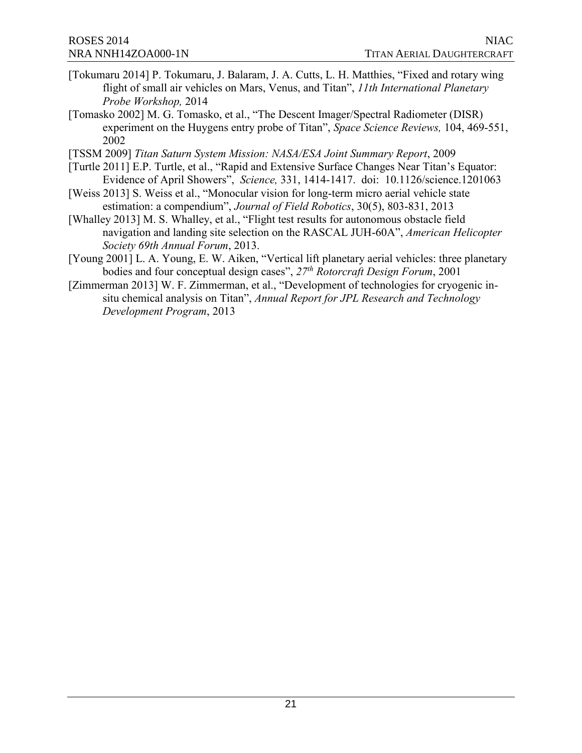[Tokumaru 2014] P. Tokumaru, J. Balaram, J. A. Cutts, L. H. Matthies, "Fixed and rotary wing flight of small air vehicles on Mars, Venus, and Titan", *11th International Planetary Probe Workshop,* 2014

[Tomasko 2002] M. G. Tomasko, et al., "The Descent Imager/Spectral Radiometer (DISR) experiment on the Huygens entry probe of Titan", *Space Science Reviews,* 104, 469-551, 2002

[TSSM 2009] *Titan Saturn System Mission: NASA/ESA Joint Summary Report*, 2009

[Turtle 2011] E.P. Turtle, et al., "Rapid and Extensive Surface Changes Near Titan's Equator: Evidence of April Showers", *Science,* 331, 1414-1417. doi: 10.1126/science.1201063

[Weiss 2013] S. Weiss et al., "Monocular vision for long-term micro aerial vehicle state estimation: a compendium", *Journal of Field Robotics*, 30(5), 803-831, 2013

[Whalley 2013] M. S. Whalley, et al., "Flight test results for autonomous obstacle field navigation and landing site selection on the RASCAL JUH-60A", *American Helicopter Society 69th Annual Forum*, 2013.

[Young 2001] L. A. Young, E. W. Aiken, "Vertical lift planetary aerial vehicles: three planetary bodies and four conceptual design cases", *27th Rotorcraft Design Forum*, 2001

[Zimmerman 2013] W. F. Zimmerman, et al., "Development of technologies for cryogenic in-situ chemical analysis on Titan", *Annual Report for JPL Research and Technology Development Program*, 2013